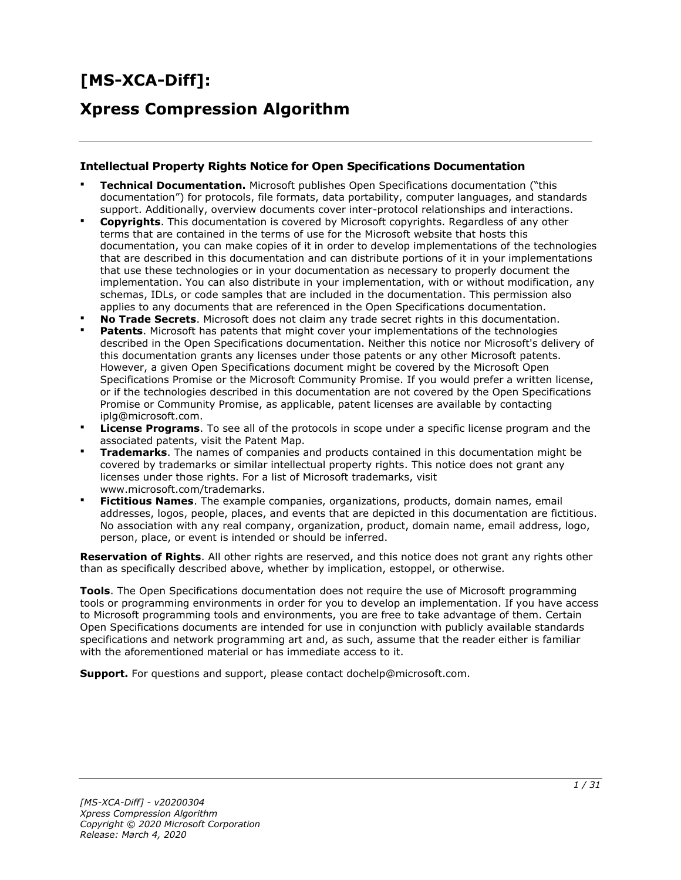# [MS-XCA-Diff]:

# Xpress Compression Algorithm

### Intellectual Property Rights Notice for Open Specifications Documentation

- **Technical Documentation.** Microsoft publishes Open Specifications documentation ("this documentation") for protocols, file formats, data portability, computer languages, and standards support. Additionally, overview documents cover inter-protocol relationships and interactions.
- **Copyrights**. This documentation is covered by Microsoft copyrights. Regardless of any other terms that are contained in the terms of use for the Microsoft website that hosts this documentation, you can make copies of it in order to develop implementations of the technologies that are described in this documentation and can distribute portions of it in your implementations that use these technologies or in your documentation as necessary to properly document the implementation. You can also distribute in your implementation, with or without modification, any schemas, IDLs, or code samples that are included in the documentation. This permission also applies to any documents that are referenced in the Open Specifications documentation.
- **No Trade Secrets**. Microsoft does not claim any trade secret rights in this documentation.
- **Patents**. Microsoft has patents that might cover your implementations of the technologies described in the Open Specifications documentation. Neither this notice nor Microsoft's delivery of this documentation grants any licenses under those patents or any other Microsoft patents. However, a given Open Specifications document might be covered by the Microsoft Open Specifications Promise or the Microsoft Community Promise. If you would prefer a written license, or if the technologies described in this documentation are not covered by the Open Specifications Promise or Community Promise, as applicable, patent licenses are available by contacting iplg@microsoft.com.
- **License Programs**. To see all of the protocols in scope under a specific license program and the associated patents, visit the Patent Map.
- **Trademarks**. The names of companies and products contained in this documentation might be covered by trademarks or similar intellectual property rights. This notice does not grant any licenses under those rights. For a list of Microsoft trademarks, visit www.microsoft.com/trademarks.
- **Fictitious Names**. The example companies, organizations, products, domain names, email addresses, logos, people, places, and events that are depicted in this documentation are fictitious. No association with any real company, organization, product, domain name, email address, logo, person, place, or event is intended or should be inferred.

**Reservation of Rights**. All other rights are reserved, and this notice does not grant any rights other than as specifically described above, whether by implication, estoppel, or otherwise.

**Tools**. The Open Specifications documentation does not require the use of Microsoft programming tools or programming environments in order for you to develop an implementation. If you have access to Microsoft programming tools and environments, you are free to take advantage of them. Certain Open Specifications documents are intended for use in conjunction with publicly available standards specifications and network programming art and, as such, assume that the reader either is familiar with the aforementioned material or has immediate access to it.

**Support.** For questions and support, please contact dochelp@microsoft.com.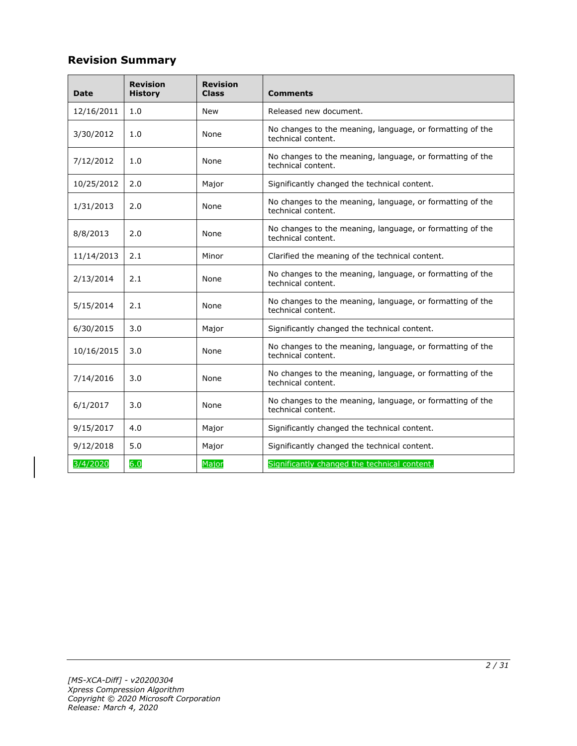## Revision Summary

| Date | Revision History | Revision Class | Comments |
|---|---|---|---|
| 12/16/2011 | 1.0 | New | Released new document. |
| 3/30/2012 | 1.0 | None | No changes to the meaning, language, or formatting of the technical content. |
| 7/12/2012 | 1.0 | None | No changes to the meaning, language, or formatting of the technical content. |
| 10/25/2012 | 2.0 | Major | Significantly changed the technical content. |
| 1/31/2013 | 2.0 | None | No changes to the meaning, language, or formatting of the technical content. |
| 8/8/2013 | 2.0 | None | No changes to the meaning, language, or formatting of the technical content. |
| 11/14/2013 | 2.1 | Minor | Clarified the meaning of the technical content. |
| 2/13/2014 | 2.1 | None | No changes to the meaning, language, or formatting of the technical content. |
| 5/15/2014 | 2.1 | None | No changes to the meaning, language, or formatting of the technical content. |
| 6/30/2015 | 3.0 | Major | Significantly changed the technical content. |
| 10/16/2015 | 3.0 | None | No changes to the meaning, language, or formatting of the technical content. |
| 7/14/2016 | 3.0 | None | No changes to the meaning, language, or formatting of the technical content. |
| 6/1/2017 | 3.0 | None | No changes to the meaning, language, or formatting of the technical content. |
| 9/15/2017 | 4.0 | Major | Significantly changed the technical content. |
| 9/12/2018 | 5.0 | Major | Significantly changed the technical content. |
| 3/4/2020 | 6.0 | Major | Significantly changed the technical content. |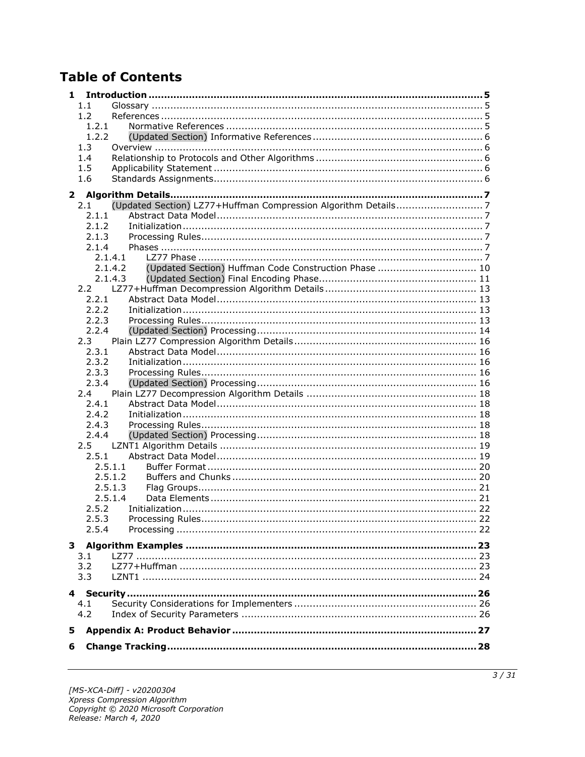# Table of Contents

- **1 Introduction ........................................................................................................ 5**
  - 1.1 Glossary ........................................................................................................ 5
  - 1.2 References ..................................................................................................... 5
    - 1.2.1 Normative References ............................................................................... 5
    - 1.2.2 (Updated Section) Informative References ................................................... 6
  - 1.3 Overview ....................................................................................................... 6
  - 1.4 Relationship to Protocols and Other Algorithms .................................................. 6
  - 1.5 Applicability Statement .................................................................................... 6
  - 1.6 Standards Assignments .................................................................................... 6
- **2 Algorithm Details ................................................................................................. 7**
  - 2.1 (Updated Section) LZ77+Huffman Compression Algorithm Details ......................... 7
    - 2.1.1 Abstract Data Model .................................................................................. 7
    - 2.1.2 Initialization ............................................................................................. 7
    - 2.1.3 Processing Rules ........................................................................................ 7
    - 2.1.4 Phases ..................................................................................................... 7
      - 2.1.4.1 LZ77 Phase ......................................................................................... 7
      - 2.1.4.2 (Updated Section) Huffman Code Construction Phase ............................. 10
      - 2.1.4.3 (Updated Section) Final Encoding Phase ................................................ 11
  - 2.2 LZ77+Huffman Decompression Algorithm Details .............................................. 13
    - 2.2.1 Abstract Data Model ................................................................................ 13
    - 2.2.2 Initialization ........................................................................................... 13
    - 2.2.3 Processing Rules ...................................................................................... 13
    - 2.2.4 (Updated Section) Processing .................................................................... 14
  - 2.3 Plain LZ77 Compression Algorithm Details ........................................................ 16
    - 2.3.1 Abstract Data Model ................................................................................ 16
    - 2.3.2 Initialization ........................................................................................... 16
    - 2.3.3 Processing Rules ...................................................................................... 16
    - 2.3.4 (Updated Section) Processing .................................................................... 16
  - 2.4 Plain LZ77 Decompression Algorithm Details .................................................... 18
    - 2.4.1 Abstract Data Model ................................................................................ 18
    - 2.4.2 Initialization ........................................................................................... 18
    - 2.4.3 Processing Rules ...................................................................................... 18
    - 2.4.4 (Updated Section) Processing .................................................................... 18
  - 2.5 LZNT1 Algorithm Details ............................................................................... 19
    - 2.5.1 Abstract Data Model ................................................................................ 19
      - 2.5.1.1 Buffer Format .................................................................................... 20
      - 2.5.1.2 Buffers and Chunks ............................................................................ 20
      - 2.5.1.3 Flag Groups ....................................................................................... 21
      - 2.5.1.4 Data Elements ................................................................................... 21
    - 2.5.2 Initialization ........................................................................................... 22
    - 2.5.3 Processing Rules ...................................................................................... 22
    - 2.5.4 Processing .............................................................................................. 22
- **3 Algorithm Examples .......................................................................................... 23**
  - 3.1 LZ77 ........................................................................................................... 23
  - 3.2 LZ77+Huffman ............................................................................................. 23
  - 3.3 LZNT1 ......................................................................................................... 24
- **4 Security ............................................................................................................. 26**
  - 4.1 Security Considerations for Implementers ........................................................ 26
  - 4.2 Index of Security Parameters ......................................................................... 26
- **5 Appendix A: Product Behavior ........................................................................... 27**
- **6 Change Tracking ................................................................................................ 28**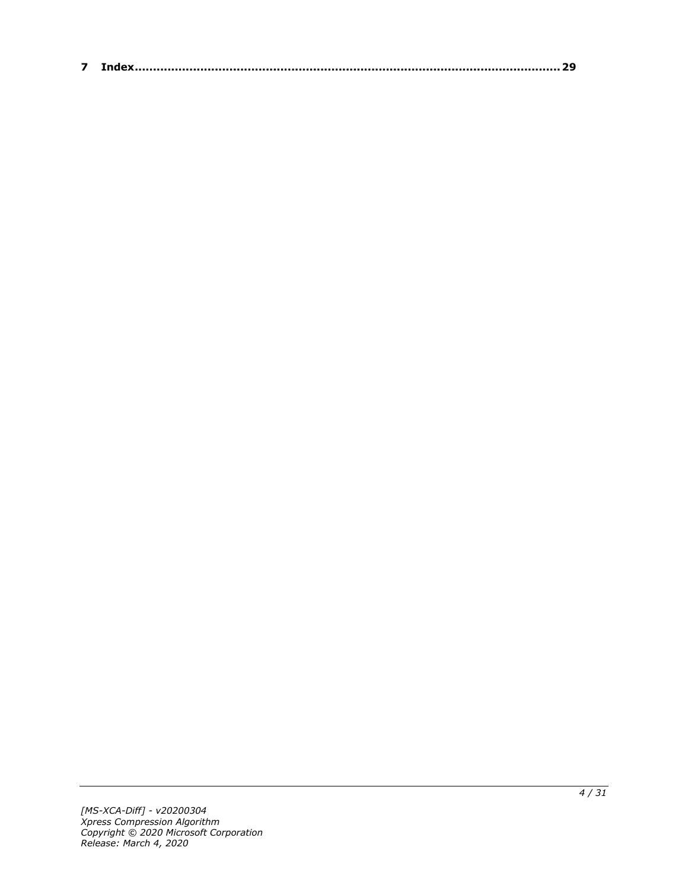**7 Index................................................................................................................... 29**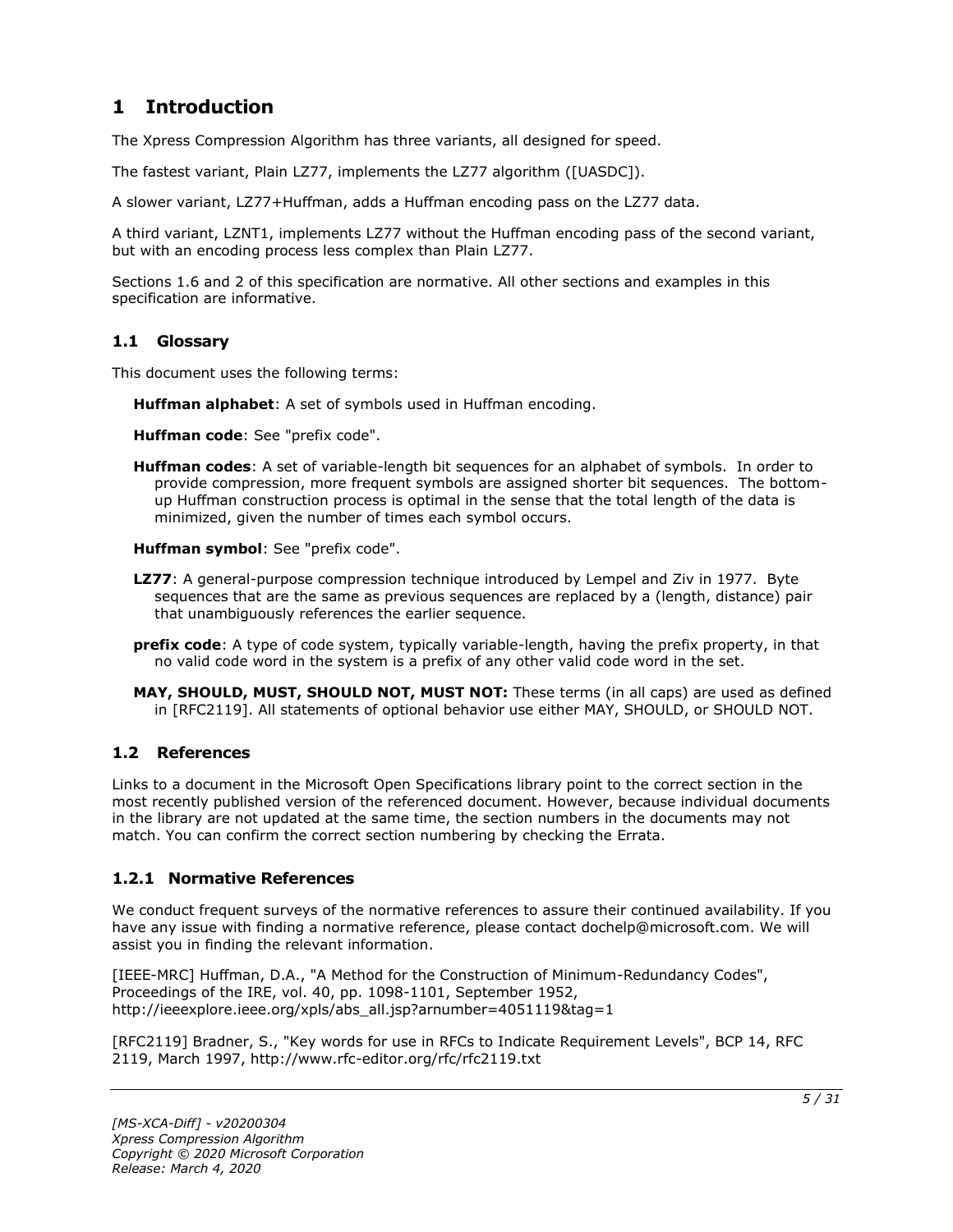# 1 Introduction

The Xpress Compression Algorithm has three variants, all designed for speed.

The fastest variant, Plain LZ77, implements the LZ77 algorithm ([UASDC]).

A slower variant, LZ77+Huffman, adds a Huffman encoding pass on the LZ77 data.

A third variant, LZNT1, implements LZ77 without the Huffman encoding pass of the second variant, but with an encoding process less complex than Plain LZ77.

Sections 1.6 and 2 of this specification are normative. All other sections and examples in this specification are informative.

## 1.1 Glossary

This document uses the following terms:

**Huffman alphabet**: A set of symbols used in Huffman encoding.

**Huffman code**: See "prefix code".

**Huffman codes**: A set of variable-length bit sequences for an alphabet of symbols. In order to provide compression, more frequent symbols are assigned shorter bit sequences. The bottom-up Huffman construction process is optimal in the sense that the total length of the data is minimized, given the number of times each symbol occurs.

**Huffman symbol**: See "prefix code".

**LZ77**: A general-purpose compression technique introduced by Lempel and Ziv in 1977. Byte sequences that are the same as previous sequences are replaced by a (length, distance) pair that unambiguously references the earlier sequence.

**prefix code**: A type of code system, typically variable-length, having the prefix property, in that no valid code word in the system is a prefix of any other valid code word in the set.

**MAY, SHOULD, MUST, SHOULD NOT, MUST NOT:** These terms (in all caps) are used as defined in [RFC2119]. All statements of optional behavior use either MAY, SHOULD, or SHOULD NOT.

## 1.2 References

Links to a document in the Microsoft Open Specifications library point to the correct section in the most recently published version of the referenced document. However, because individual documents in the library are not updated at the same time, the section numbers in the documents may not match. You can confirm the correct section numbering by checking the Errata.

### 1.2.1 Normative References

We conduct frequent surveys of the normative references to assure their continued availability. If you have any issue with finding a normative reference, please contact dochelp@microsoft.com. We will assist you in finding the relevant information.

[IEEE-MRC] Huffman, D.A., "A Method for the Construction of Minimum-Redundancy Codes", Proceedings of the IRE, vol. 40, pp. 1098-1101, September 1952, http://ieeexplore.ieee.org/xpls/abs_all.jsp?arnumber=4051119&tag=1

[RFC2119] Bradner, S., "Key words for use in RFCs to Indicate Requirement Levels", BCP 14, RFC 2119, March 1997, http://www.rfc-editor.org/rfc/rfc2119.txt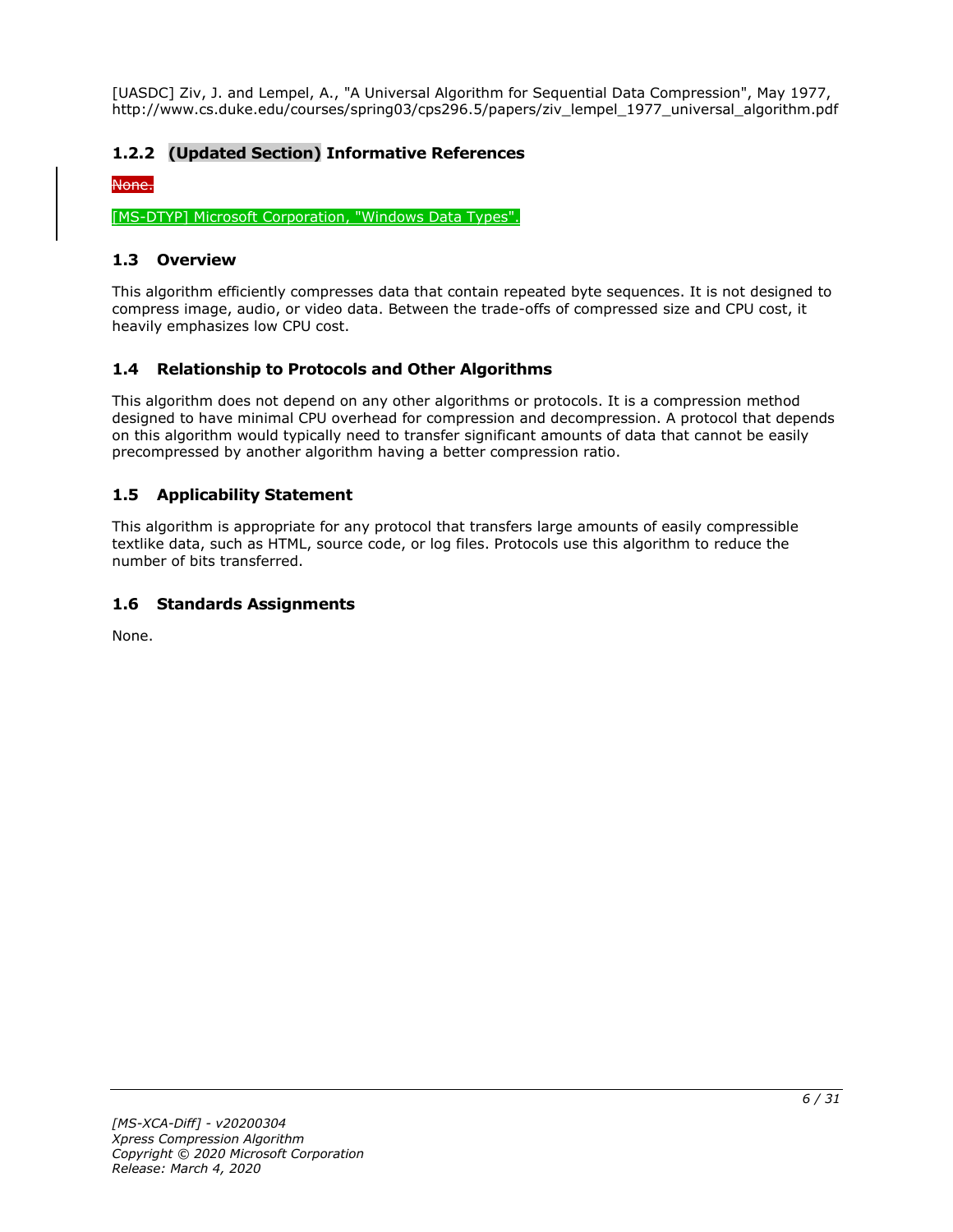[UASDC] Ziv, J. and Lempel, A., "A Universal Algorithm for Sequential Data Compression", May 1977, http://www.cs.duke.edu/courses/spring03/cps296.5/papers/ziv_lempel_1977_universal_algorithm.pdf

### 1.2.2 (Updated Section) Informative References

~~None.~~

[MS-DTYP] Microsoft Corporation, "Windows Data Types".

## 1.3 Overview

This algorithm efficiently compresses data that contain repeated byte sequences. It is not designed to compress image, audio, or video data. Between the trade-offs of compressed size and CPU cost, it heavily emphasizes low CPU cost.

## 1.4 Relationship to Protocols and Other Algorithms

This algorithm does not depend on any other algorithms or protocols. It is a compression method designed to have minimal CPU overhead for compression and decompression. A protocol that depends on this algorithm would typically need to transfer significant amounts of data that cannot be easily precompressed by another algorithm having a better compression ratio.

## 1.5 Applicability Statement

This algorithm is appropriate for any protocol that transfers large amounts of easily compressible textlike data, such as HTML, source code, or log files. Protocols use this algorithm to reduce the number of bits transferred.

## 1.6 Standards Assignments

None.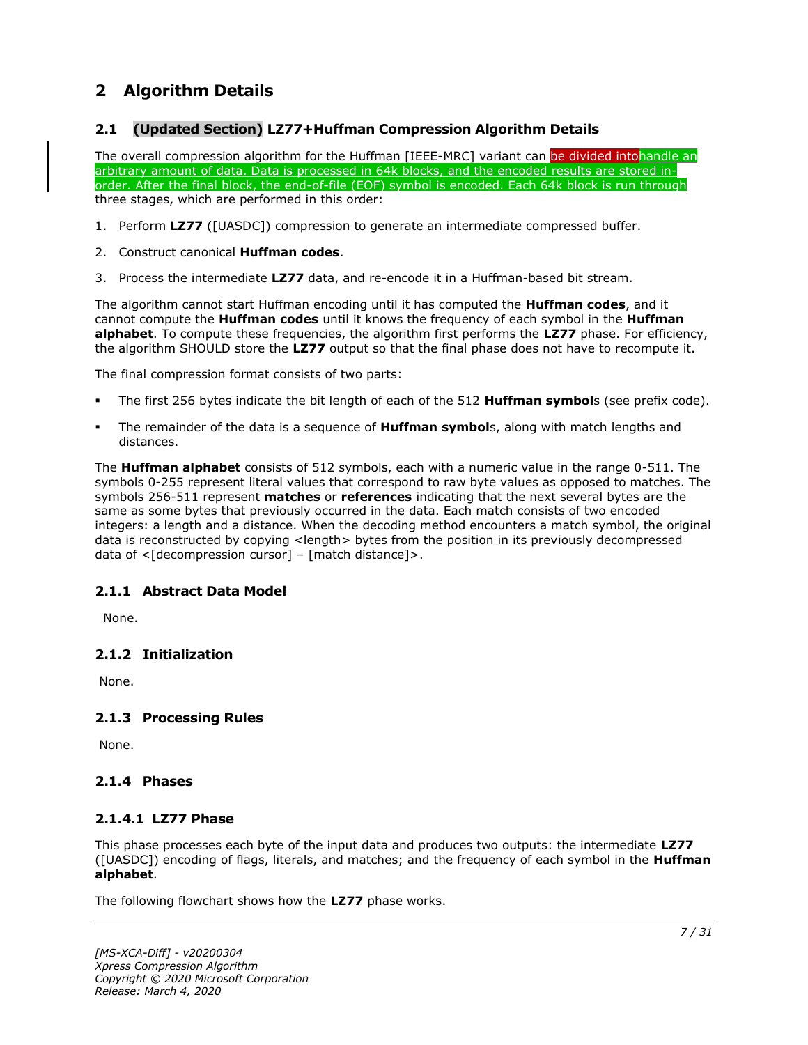# 2 Algorithm Details

## 2.1 (Updated Section) LZ77+Huffman Compression Algorithm Details

The overall compression algorithm for the Huffman [IEEE-MRC] variant can ~~be divided into~~handle an arbitrary amount of data. Data is processed in 64k blocks, and the encoded results are stored in-order. After the final block, the end-of-file (EOF) symbol is encoded. Each 64k block is run through three stages, which are performed in this order:

1. Perform **LZ77** ([UASDC]) compression to generate an intermediate compressed buffer.
2. Construct canonical **Huffman codes**.
3. Process the intermediate **LZ77** data, and re-encode it in a Huffman-based bit stream.

The algorithm cannot start Huffman encoding until it has computed the **Huffman codes**, and it cannot compute the **Huffman codes** until it knows the frequency of each symbol in the **Huffman alphabet**. To compute these frequencies, the algorithm first performs the **LZ77** phase. For efficiency, the algorithm SHOULD store the **LZ77** output so that the final phase does not have to recompute it.

The final compression format consists of two parts:

- The first 256 bytes indicate the bit length of each of the 512 **Huffman symbol**s (see prefix code).
- The remainder of the data is a sequence of **Huffman symbol**s, along with match lengths and distances.

The **Huffman alphabet** consists of 512 symbols, each with a numeric value in the range 0-511. The symbols 0-255 represent literal values that correspond to raw byte values as opposed to matches. The symbols 256-511 represent **matches** or **references** indicating that the next several bytes are the same as some bytes that previously occurred in the data. Each match consists of two encoded integers: a length and a distance. When the decoding method encounters a match symbol, the original data is reconstructed by copying <length> bytes from the position in its previously decompressed data of <[decompression cursor] – [match distance]>.

### 2.1.1 Abstract Data Model

None.

### 2.1.2 Initialization

None.

### 2.1.3 Processing Rules

None.

### 2.1.4 Phases

#### 2.1.4.1 LZ77 Phase

This phase processes each byte of the input data and produces two outputs: the intermediate **LZ77** ([UASDC]) encoding of flags, literals, and matches; and the frequency of each symbol in the **Huffman alphabet**.

The following flowchart shows how the **LZ77** phase works.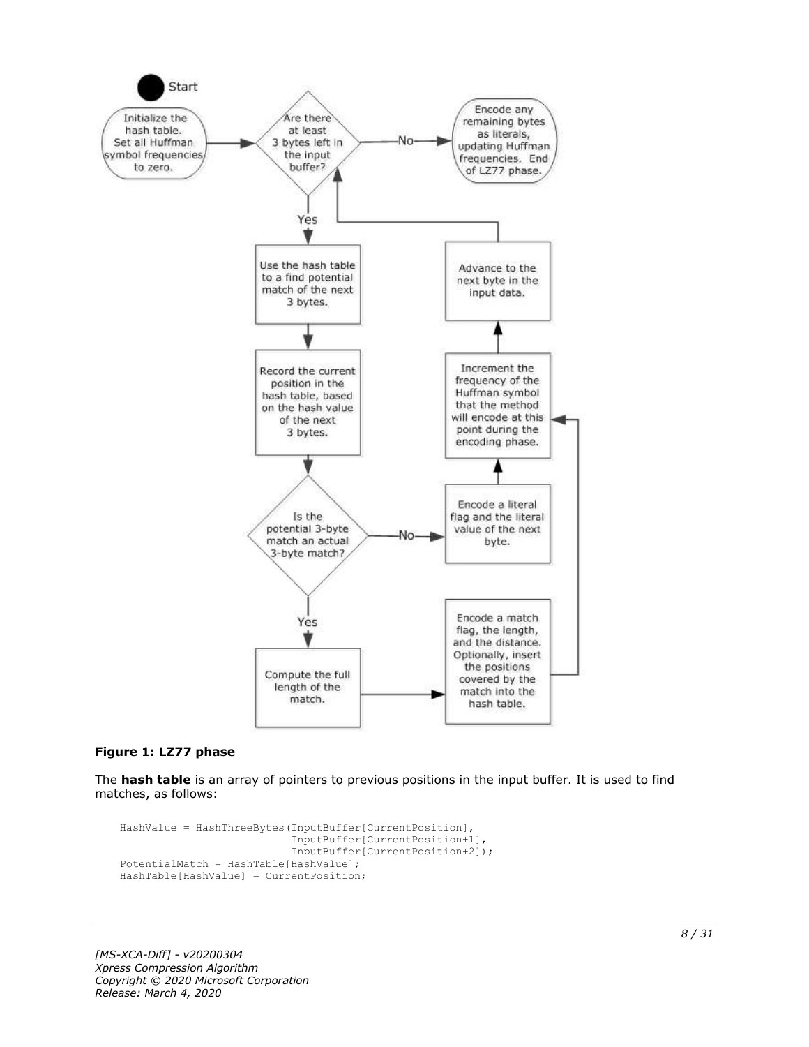**Figure 1: LZ77 phase**

The **hash table** is an array of pointers to previous positions in the input buffer. It is used to find matches, as follows:

```
HashValue = HashThreeBytes(InputBuffer[CurrentPosition],
                           InputBuffer[CurrentPosition+1],
                           InputBuffer[CurrentPosition+2]);
PotentialMatch = HashTable[HashValue];
HashTable[HashValue] = CurrentPosition;
```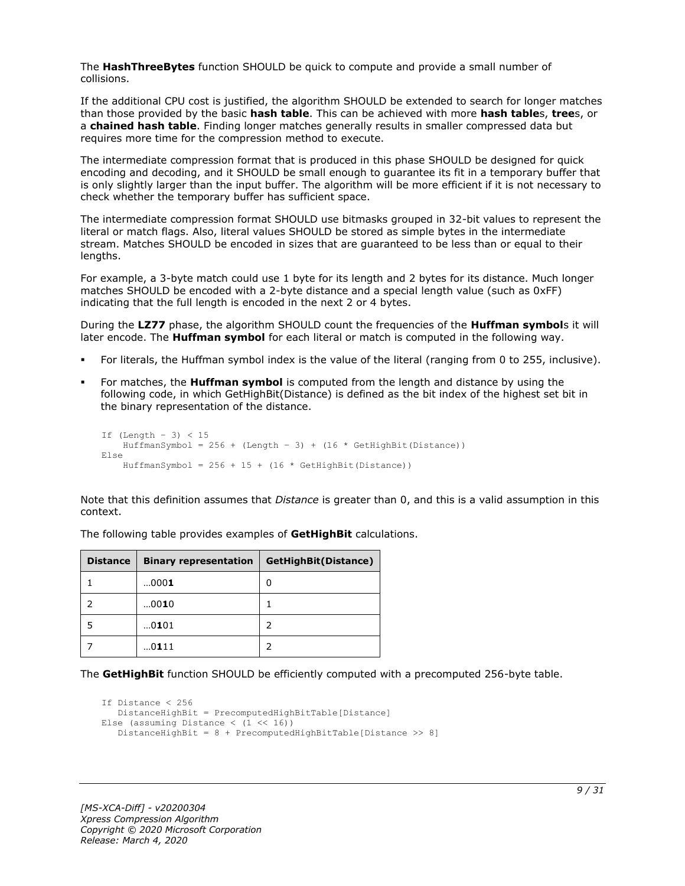The **HashThreeBytes** function SHOULD be quick to compute and provide a small number of collisions.

If the additional CPU cost is justified, the algorithm SHOULD be extended to search for longer matches than those provided by the basic **hash table**. This can be achieved with more **hash table**s, **tree**s, or a **chained hash table**. Finding longer matches generally results in smaller compressed data but requires more time for the compression method to execute.

The intermediate compression format that is produced in this phase SHOULD be designed for quick encoding and decoding, and it SHOULD be small enough to guarantee its fit in a temporary buffer that is only slightly larger than the input buffer. The algorithm will be more efficient if it is not necessary to check whether the temporary buffer has sufficient space.

The intermediate compression format SHOULD use bitmasks grouped in 32-bit values to represent the literal or match flags. Also, literal values SHOULD be stored as simple bytes in the intermediate stream. Matches SHOULD be encoded in sizes that are guaranteed to be less than or equal to their lengths.

For example, a 3-byte match could use 1 byte for its length and 2 bytes for its distance. Much longer matches SHOULD be encoded with a 2-byte distance and a special length value (such as 0xFF) indicating that the full length is encoded in the next 2 or 4 bytes.

During the **LZ77** phase, the algorithm SHOULD count the frequencies of the **Huffman symbol**s it will later encode. The **Huffman symbol** for each literal or match is computed in the following way.

- For literals, the Huffman symbol index is the value of the literal (ranging from 0 to 255, inclusive).
- For matches, the **Huffman symbol** is computed from the length and distance by using the following code, in which GetHighBit(Distance) is defined as the bit index of the highest set bit in the binary representation of the distance.

```
If (Length - 3) < 15
    HuffmanSymbol = 256 + (Length - 3) + (16 * GetHighBit(Distance))
Else
    HuffmanSymbol = 256 + 15 + (16 * GetHighBit(Distance))
```

Note that this definition assumes that *Distance* is greater than 0, and this is a valid assumption in this context.

The following table provides examples of **GetHighBit** calculations.

| Distance | Binary representation | GetHighBit(Distance) |
| --- | --- | --- |
| 1 | …000**1** | 0 |
| 2 | …00**1**0 | 1 |
| 5 | …0**1**01 | 2 |
| 7 | …0**1**11 | 2 |

The **GetHighBit** function SHOULD be efficiently computed with a precomputed 256-byte table.

```
If Distance < 256
   DistanceHighBit = PrecomputedHighBitTable[Distance]
Else (assuming Distance < (1 << 16))
   DistanceHighBit = 8 + PrecomputedHighBitTable[Distance >> 8]
```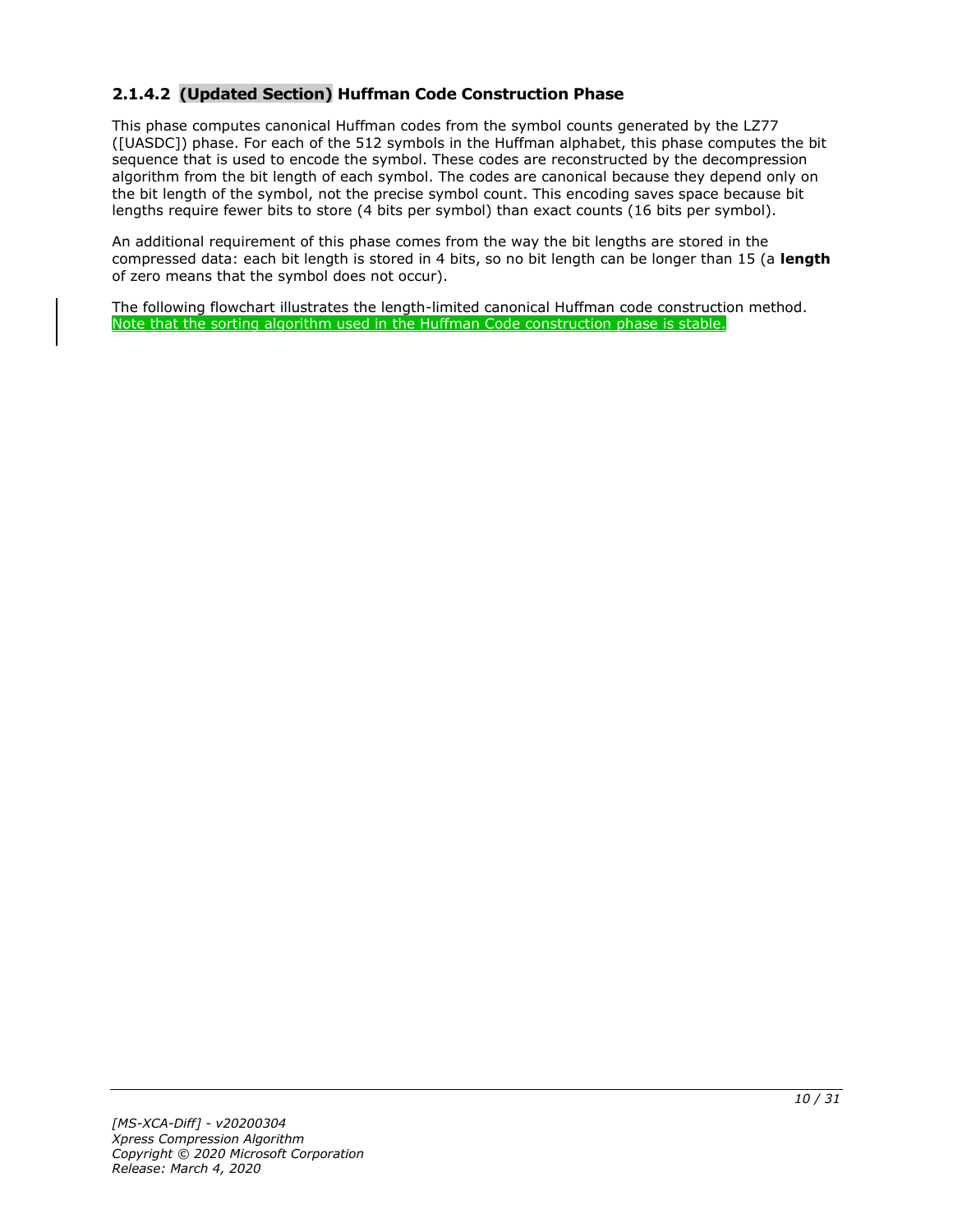### 2.1.4.2 (Updated Section) Huffman Code Construction Phase

This phase computes canonical Huffman codes from the symbol counts generated by the LZ77 ([UASDC]) phase. For each of the 512 symbols in the Huffman alphabet, this phase computes the bit sequence that is used to encode the symbol. These codes are reconstructed by the decompression algorithm from the bit length of each symbol. The codes are canonical because they depend only on the bit length of the symbol, not the precise symbol count. This encoding saves space because bit lengths require fewer bits to store (4 bits per symbol) than exact counts (16 bits per symbol).

An additional requirement of this phase comes from the way the bit lengths are stored in the compressed data: each bit length is stored in 4 bits, so no bit length can be longer than 15 (a **length** of zero means that the symbol does not occur).

The following flowchart illustrates the length-limited canonical Huffman code construction method. Note that the sorting algorithm used in the Huffman Code construction phase is stable.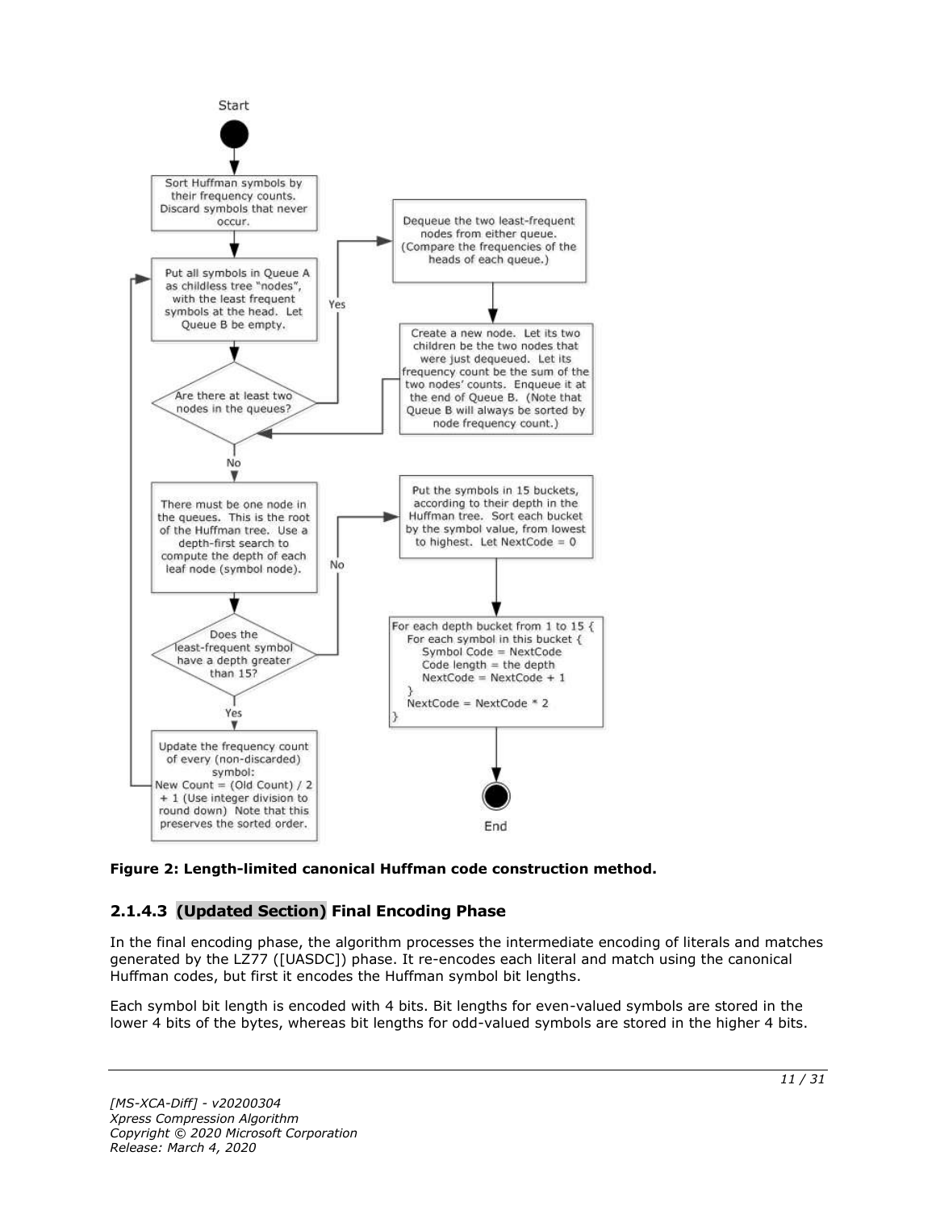Start

Sort Huffman symbols by their frequency counts. Discard symbols that never occur.

Put all symbols in Queue A as childless tree "nodes", with the least frequent symbols at the head. Let Queue B be empty.

Are there at least two nodes in the queues?

Yes: Dequeue the two least-frequent nodes from either queue. (Compare the frequencies of the heads of each queue.)

Create a new node. Let its two children be the two nodes that were just dequeued. Let its frequency count be the sum of the two nodes' counts. Enqueue it at the end of Queue B. (Note that Queue B will always be sorted by node frequency count.)

No: There must be one node in the queues. This is the root of the Huffman tree. Use a depth-first search to compute the depth of each leaf node (symbol node).

Does the least-frequent symbol have a depth greater than 15?

Yes: Update the frequency count of every (non-discarded) symbol: New Count = (Old Count) / 2 + 1 (Use integer division to round down) Note that this preserves the sorted order.

No: Put the symbols in 15 buckets, according to their depth in the Huffman tree. Sort each bucket by the symbol value, from lowest to highest. Let NextCode = 0

```
For each depth bucket from 1 to 15 {
   For each symbol in this bucket {
      Symbol Code = NextCode
      Code length = the depth
      NextCode = NextCode + 1
   }
   NextCode = NextCode * 2
}
```

End

**Figure 2: Length-limited canonical Huffman code construction method.**

### 2.1.4.3 (Updated Section) Final Encoding Phase

In the final encoding phase, the algorithm processes the intermediate encoding of literals and matches generated by the LZ77 ([UASDC]) phase. It re-encodes each literal and match using the canonical Huffman codes, but first it encodes the Huffman symbol bit lengths.

Each symbol bit length is encoded with 4 bits. Bit lengths for even-valued symbols are stored in the lower 4 bits of the bytes, whereas bit lengths for odd-valued symbols are stored in the higher 4 bits.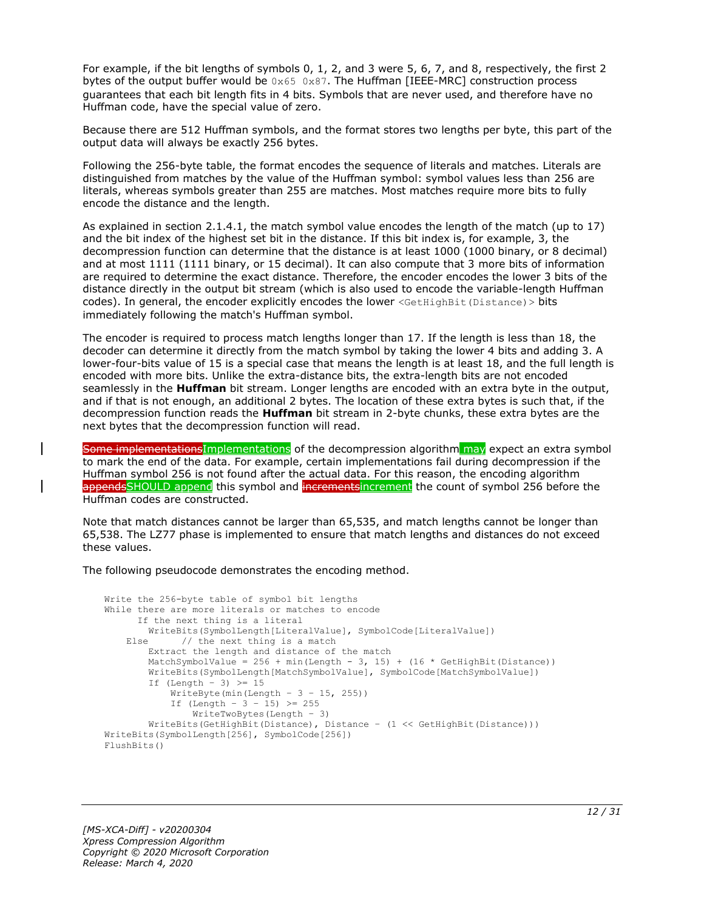For example, if the bit lengths of symbols 0, 1, 2, and 3 were 5, 6, 7, and 8, respectively, the first 2 bytes of the output buffer would be `0x65 0x87`. The Huffman [IEEE-MRC] construction process guarantees that each bit length fits in 4 bits. Symbols that are never used, and therefore have no Huffman code, have the special value of zero.

Because there are 512 Huffman symbols, and the format stores two lengths per byte, this part of the output data will always be exactly 256 bytes.

Following the 256-byte table, the format encodes the sequence of literals and matches. Literals are distinguished from matches by the value of the Huffman symbol: symbol values less than 256 are literals, whereas symbols greater than 255 are matches. Most matches require more bits to fully encode the distance and the length.

As explained in section 2.1.4.1, the match symbol value encodes the length of the match (up to 17) and the bit index of the highest set bit in the distance. If this bit index is, for example, 3, the decompression function can determine that the distance is at least 1000 (1000 binary, or 8 decimal) and at most 1111 (1111 binary, or 15 decimal). It can also compute that 3 more bits of information are required to determine the exact distance. Therefore, the encoder encodes the lower 3 bits of the distance directly in the output bit stream (which is also used to encode the variable-length Huffman codes). In general, the encoder explicitly encodes the lower `<GetHighBit(Distance)>` bits immediately following the match's Huffman symbol.

The encoder is required to process match lengths longer than 17. If the length is less than 18, the decoder can determine it directly from the match symbol by taking the lower 4 bits and adding 3. A lower-four-bits value of 15 is a special case that means the length is at least 18, and the full length is encoded with more bits. Unlike the extra-distance bits, the extra-length bits are not encoded seamlessly in the **Huffman** bit stream. Longer lengths are encoded with an extra byte in the output, and if that is not enough, an additional 2 bytes. The location of these extra bytes is such that, if the decompression function reads the **Huffman** bit stream in 2-byte chunks, these extra bytes are the next bytes that the decompression function will read.

~~Some implementations~~Implementations of the decompression algorithm may expect an extra symbol to mark the end of the data. For example, certain implementations fail during decompression if the Huffman symbol 256 is not found after the actual data. For this reason, the encoding algorithm ~~appends~~SHOULD append this symbol and ~~increments~~increment the count of symbol 256 before the Huffman codes are constructed.

Note that match distances cannot be larger than 65,535, and match lengths cannot be longer than 65,538. The LZ77 phase is implemented to ensure that match lengths and distances do not exceed these values.

The following pseudocode demonstrates the encoding method.

```
Write the 256-byte table of symbol bit lengths
While there are more literals or matches to encode
      If the next thing is a literal
        WriteBits(SymbolLength[LiteralValue], SymbolCode[LiteralValue])
    Else      // the next thing is a match
        Extract the length and distance of the match
        MatchSymbolValue = 256 + min(Length - 3, 15) + (16 * GetHighBit(Distance))
        WriteBits(SymbolLength[MatchSymbolValue], SymbolCode[MatchSymbolValue])
        If (Length - 3) >= 15
            WriteByte(min(Length - 3 - 15, 255))
            If (Length - 3 - 15) >= 255
                WriteTwoBytes(Length - 3)
        WriteBits(GetHighBit(Distance), Distance - (1 << GetHighBit(Distance)))
WriteBits(SymbolLength[256], SymbolCode[256])
FlushBits()
```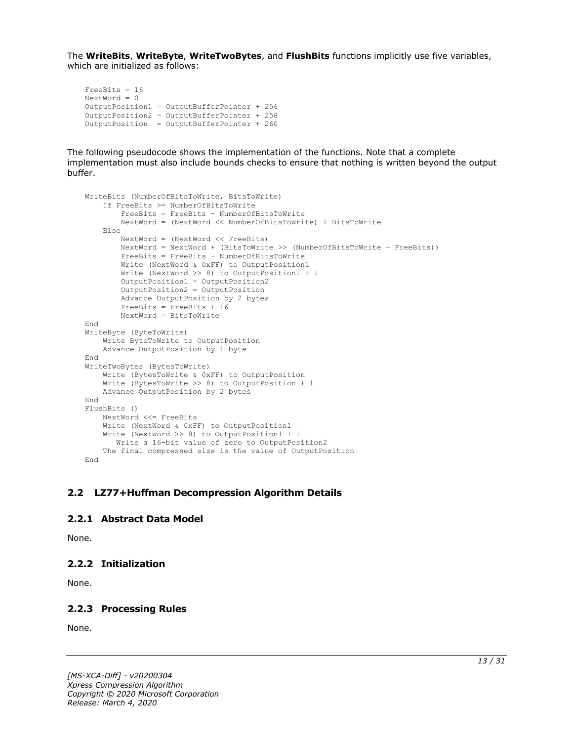The **WriteBits**, **WriteByte**, **WriteTwoBytes**, and **FlushBits** functions implicitly use five variables, which are initialized as follows:

```
FreeBits = 16
NextWord = 0
OutputPosition1 = OutputBufferPointer + 256
OutputPosition2 = OutputBufferPointer + 258
OutputPosition  = OutputBufferPointer + 260
```

The following pseudocode shows the implementation of the functions. Note that a complete implementation must also include bounds checks to ensure that nothing is written beyond the output buffer.

```
WriteBits (NumberOfBitsToWrite, BitsToWrite)
    If FreeBits >= NumberOfBitsToWrite
        FreeBits = FreeBits – NumberOfBitsToWrite
        NextWord = (NextWord << NumberOfBitsToWrite) + BitsToWrite
    Else
        NextWord = (NextWord << FreeBits)
        NextWord = NextWord + (BitsToWrite >> (NumberOfBitsToWrite – FreeBits))
        FreeBits = FreeBits – NumberOfBitsToWrite
        Write (NextWord & 0xFF) to OutputPosition1
        Write (NextWord >> 8) to OutputPosition1 + 1
        OutputPosition1 = OutputPosition2
        OutputPosition2 = OutputPosition
        Advance OutputPosition by 2 bytes
        FreeBits = FreeBits + 16
        NextWord = BitsToWrite
End
WriteByte (ByteToWrite)
    Write ByteToWrite to OutputPosition
    Advance OutputPosition by 1 byte
End
WriteTwoBytes (BytesToWrite)
    Write (BytesToWrite & 0xFF) to OutputPosition
    Write (BytesToWrite >> 8) to OutputPosition + 1
    Advance OutputPosition by 2 bytes
End
FlushBits ()
    NextWord <<= FreeBits
    Write (NextWord & 0xFF) to OutputPosition1
    Write (NextWord >> 8) to OutputPosition1 + 1
       Write a 16-bit value of zero to OutputPosition2
    The final compressed size is the value of OutputPosition
End
```

## 2.2 LZ77+Huffman Decompression Algorithm Details

### 2.2.1 Abstract Data Model

None.

### 2.2.2 Initialization

None.

### 2.2.3 Processing Rules

None.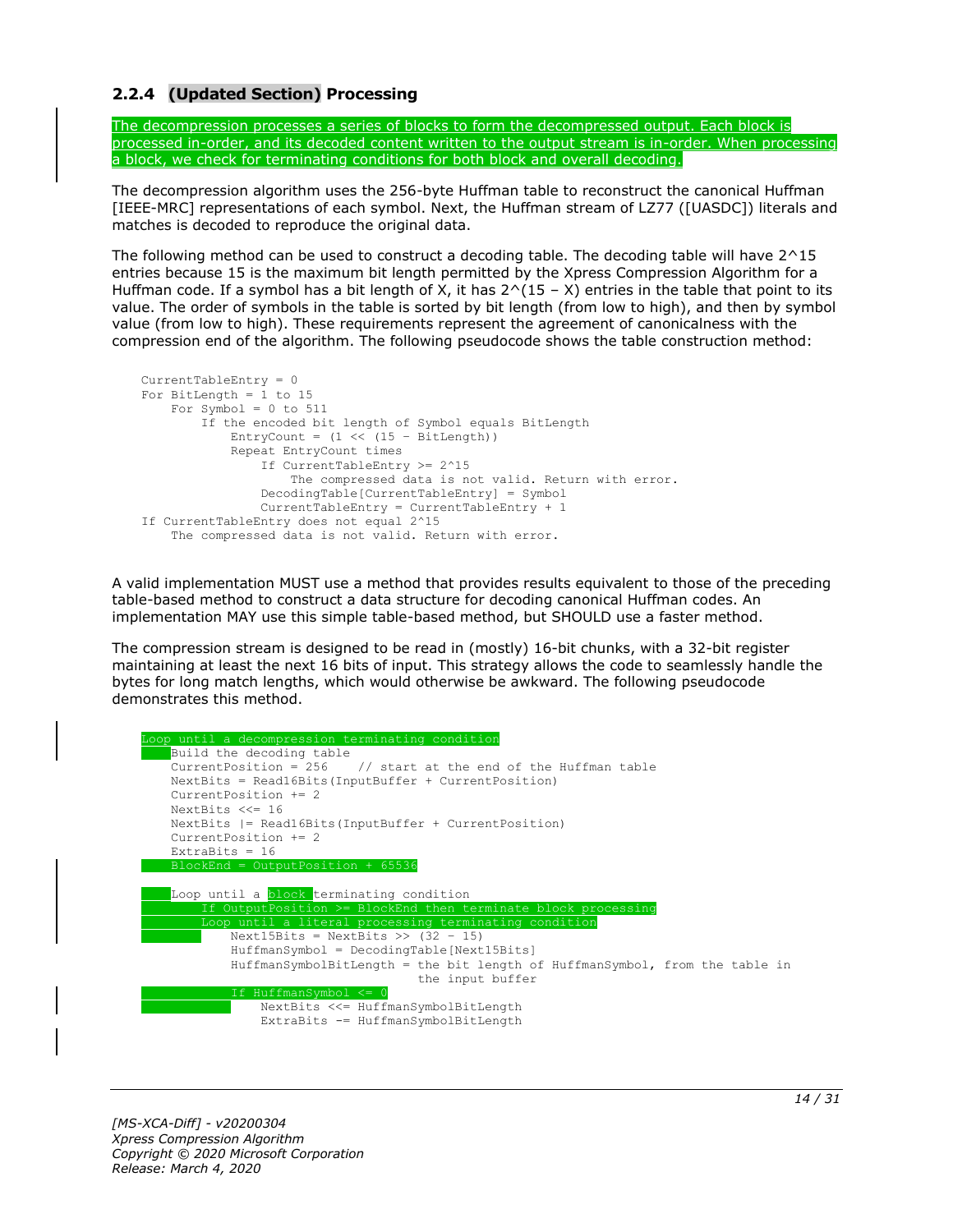### 2.2.4 **(Updated Section)** Processing

The decompression processes a series of blocks to form the decompressed output. Each block is processed in-order, and its decoded content written to the output stream is in-order. When processing a block, we check for terminating conditions for both block and overall decoding.

The decompression algorithm uses the 256-byte Huffman table to reconstruct the canonical Huffman [IEEE-MRC] representations of each symbol. Next, the Huffman stream of LZ77 ([UASDC]) literals and matches is decoded to reproduce the original data.

The following method can be used to construct a decoding table. The decoding table will have 2^15 entries because 15 is the maximum bit length permitted by the Xpress Compression Algorithm for a Huffman code. If a symbol has a bit length of X, it has 2^(15 – X) entries in the table that point to its value. The order of symbols in the table is sorted by bit length (from low to high), and then by symbol value (from low to high). These requirements represent the agreement of canonicalness with the compression end of the algorithm. The following pseudocode shows the table construction method:

```
CurrentTableEntry = 0
For BitLength = 1 to 15
    For Symbol = 0 to 511
        If the encoded bit length of Symbol equals BitLength
            EntryCount = (1 << (15 – BitLength))
            Repeat EntryCount times
                If CurrentTableEntry >= 2^15
                    The compressed data is not valid. Return with error.
                DecodingTable[CurrentTableEntry] = Symbol
                CurrentTableEntry = CurrentTableEntry + 1
If CurrentTableEntry does not equal 2^15
    The compressed data is not valid. Return with error.
```

A valid implementation MUST use a method that provides results equivalent to those of the preceding table-based method to construct a data structure for decoding canonical Huffman codes. An implementation MAY use this simple table-based method, but SHOULD use a faster method.

The compression stream is designed to be read in (mostly) 16-bit chunks, with a 32-bit register maintaining at least the next 16 bits of input. This strategy allows the code to seamlessly handle the bytes for long match lengths, which would otherwise be awkward. The following pseudocode demonstrates this method.

```
Loop until a decompression terminating condition
    Build the decoding table
    CurrentPosition = 256    // start at the end of the Huffman table
    NextBits = Read16Bits(InputBuffer + CurrentPosition)
    CurrentPosition += 2
    NextBits <<= 16
    NextBits |= Read16Bits(InputBuffer + CurrentPosition)
    CurrentPosition += 2
    ExtraBits = 16
    BlockEnd = OutputPosition + 65536

    Loop until a block terminating condition
        If OutputPosition >= BlockEnd then terminate block processing
        Loop until a literal processing terminating condition
            Next15Bits = NextBits >> (32 – 15)
            HuffmanSymbol = DecodingTable[Next15Bits]
            HuffmanSymbolBitLength = the bit length of HuffmanSymbol, from the table in
                                     the input buffer
            If HuffmanSymbol <= 0
                NextBits <<= HuffmanSymbolBitLength
                ExtraBits -= HuffmanSymbolBitLength
```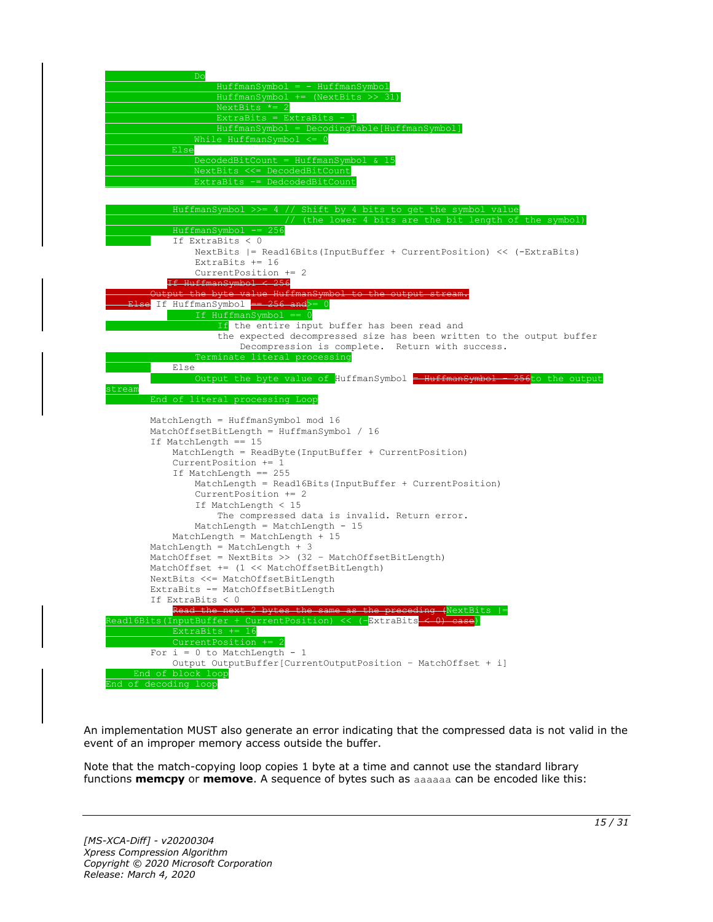```
                Do
                    HuffmanSymbol = - HuffmanSymbol
                    HuffmanSymbol += (NextBits >> 31)
                    NextBits *= 2
                    ExtraBits = ExtraBits - 1
                    HuffmanSymbol = DecodingTable[HuffmanSymbol]
                While HuffmanSymbol <= 0
            Else
                DecodedBitCount = HuffmanSymbol & 15
                NextBits <<= DecodedBitCount
                ExtraBits -= DedcodedBitCount

            HuffmanSymbol >>= 4 // Shift by 4 bits to get the symbol value
                                // (the lower 4 bits are the bit length of the symbol)
            HuffmanSymbol -= 256
            If ExtraBits < 0
                NextBits |= Read16Bits(InputBuffer + CurrentPosition) << (-ExtraBits)
                ExtraBits += 16
                CurrentPosition += 2
           If HuffmanSymbol >= 0
                If HuffmanSymbol == 0
                    If the entire input buffer has been read and
                    the expected decompressed size has been written to the output buffer
                        Decompression is complete.  Return with success.
                Terminate literal processing
            Else
                Output the byte value of HuffmanSymbol to the output stream
        End of literal processing Loop

        MatchLength = HuffmanSymbol mod 16
        MatchOffsetBitLength = HuffmanSymbol / 16
        If MatchLength == 15
            MatchLength = ReadByte(InputBuffer + CurrentPosition)
            CurrentPosition += 1
            If MatchLength == 255
                MatchLength = Read16Bits(InputBuffer + CurrentPosition)
                CurrentPosition += 2
                If MatchLength < 15
                    The compressed data is invalid. Return error.
                MatchLength = MatchLength - 15
            MatchLength = MatchLength + 15
        MatchLength = MatchLength + 3
        MatchOffset = NextBits >> (32 - MatchOffsetBitLength)
        MatchOffset += (1 << MatchOffsetBitLength)
        NextBits <<= MatchOffsetBitLength
        ExtraBits -= MatchOffsetBitLength
        If ExtraBits < 0
            NextBits |= Read16Bits(InputBuffer + CurrentPosition) << (-ExtraBits)
            ExtraBits += 16
            CurrentPosition += 2
        For i = 0 to MatchLength - 1
            Output OutputBuffer[CurrentOutputPosition - MatchOffset + i]
    End of block loop
End of decoding loop
```

An implementation MUST also generate an error indicating that the compressed data is not valid in the event of an improper memory access outside the buffer.

Note that the match-copying loop copies 1 byte at a time and cannot use the standard library functions **memcpy** or **memove**. A sequence of bytes such as `aaaaaa` can be encoded like this: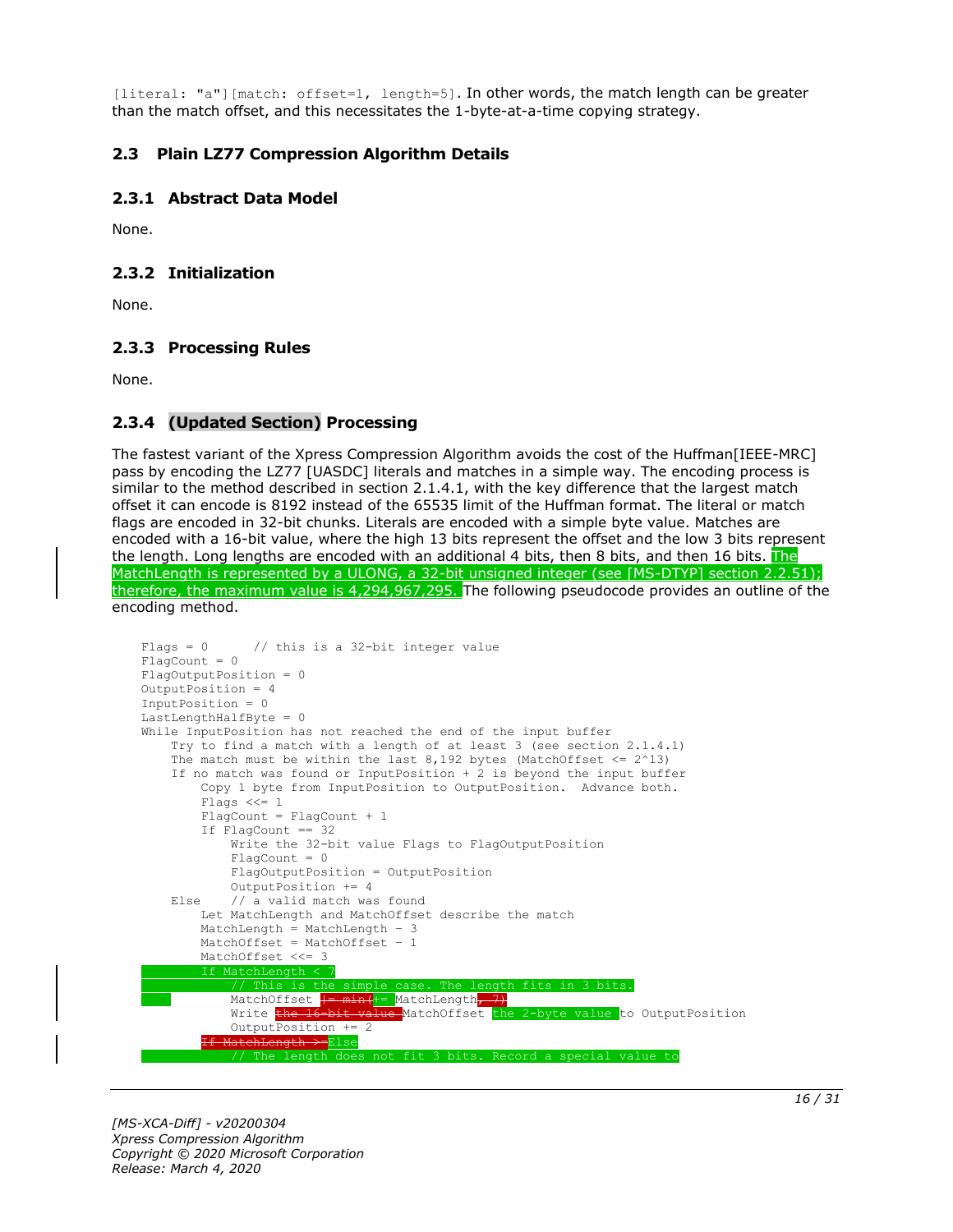[literal: "a"][match: offset=1, length=5]. In other words, the match length can be greater than the match offset, and this necessitates the 1-byte-at-a-time copying strategy.

### 2.3 Plain LZ77 Compression Algorithm Details

#### 2.3.1 Abstract Data Model

None.

#### 2.3.2 Initialization

None.

#### 2.3.3 Processing Rules

None.

#### 2.3.4 (Updated Section) Processing

The fastest variant of the Xpress Compression Algorithm avoids the cost of the Huffman[IEEE-MRC] pass by encoding the LZ77 [UASDC] literals and matches in a simple way. The encoding process is similar to the method described in section 2.1.4.1, with the key difference that the largest match offset it can encode is 8192 instead of the 65535 limit of the Huffman format. The literal or match flags are encoded in 32-bit chunks. Literals are encoded with a simple byte value. Matches are encoded with a 16-bit value, where the high 13 bits represent the offset and the low 3 bits represent the length. Long lengths are encoded with an additional 4 bits, then 8 bits, and then 16 bits. The MatchLength is represented by a ULONG, a 32-bit unsigned integer (see [MS-DTYP] section 2.2.51); therefore, the maximum value is 4,294,967,295. The following pseudocode provides an outline of the encoding method.

```
Flags = 0      // this is a 32-bit integer value
FlagCount = 0
FlagOutputPosition = 0
OutputPosition = 4
InputPosition = 0
LastLengthHalfByte = 0
While InputPosition has not reached the end of the input buffer
    Try to find a match with a length of at least 3 (see section 2.1.4.1)
    The match must be within the last 8,192 bytes (MatchOffset <= 2^13)
    If no match was found or InputPosition + 2 is beyond the input buffer
        Copy 1 byte from InputPosition to OutputPosition.  Advance both.
        Flags <<= 1
        FlagCount = FlagCount + 1
        If FlagCount == 32
            Write the 32-bit value Flags to FlagOutputPosition
            FlagCount = 0
            FlagOutputPosition = OutputPosition
            OutputPosition += 4
    Else    // a valid match was found
        Let MatchLength and MatchOffset describe the match
        MatchLength = MatchLength - 3
        MatchOffset = MatchOffset - 1
        MatchOffset <<= 3
        If MatchLength < 7
            // This is the simple case. The length fits in 3 bits.
            MatchOffset |= min(+= MatchLength, 7)
            Write the 16-bit value MatchOffset the 2-byte value to OutputPosition
            OutputPosition += 2
        If MatchLength >= Else
            // The length does not fit 3 bits. Record a special value to
```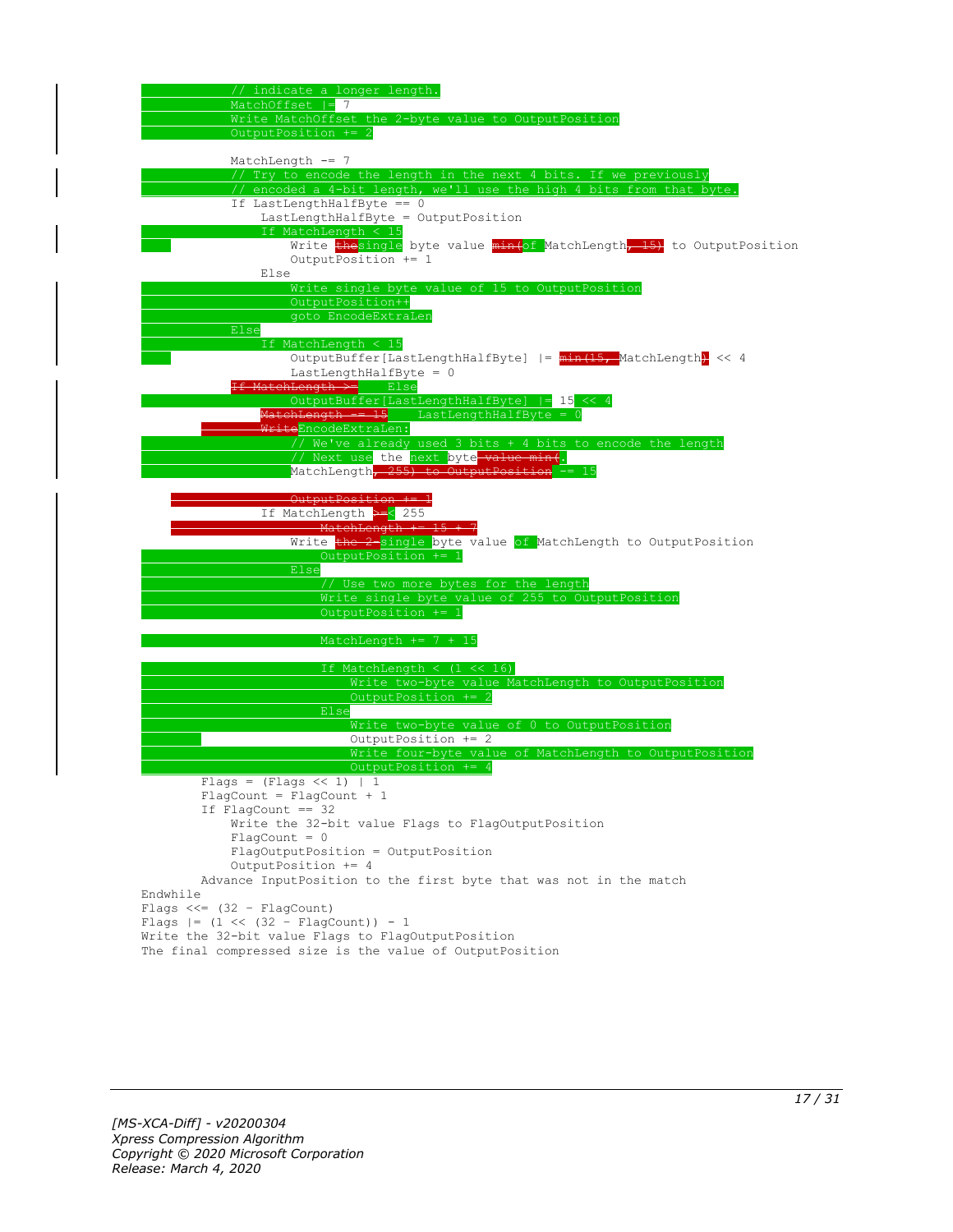```
            // indicate a longer length.
            MatchOffset |= 7
            Write MatchOffset the 2-byte value to OutputPosition
            OutputPosition += 2

            MatchLength -= 7
            // Try to encode the length in the next 4 bits. If we previously
            // encoded a 4-bit length, we'll use the high 4 bits from that byte.
            If LastLengthHalfByte == 0
                LastLengthHalfByte = OutputPosition
                If MatchLength < 15
                    Write single byte value of MatchLength to OutputPosition
                    OutputPosition += 1
                Else
                    Write single byte value of 15 to OutputPosition
                    OutputPosition++
                    goto EncodeExtraLen
            Else
                If MatchLength < 15
                    OutputBuffer[LastLengthHalfByte] |= MatchLength << 4
                    LastLengthHalfByte = 0
                Else
                    OutputBuffer[LastLengthHalfByte] |= 15 << 4
                    LastLengthHalfByte = 0
                    EncodeExtraLen:
                    // We've already used 3 bits + 4 bits to encode the length
                    // Next use the next byte.
                    MatchLength -= 15

                If MatchLength < 255
                    Write single byte value of MatchLength to OutputPosition
                        OutputPosition += 1
                    Else
                        // Use two more bytes for the length
                        Write single byte value of 255 to OutputPosition
                        OutputPosition += 1

                        MatchLength += 7 + 15

                        If MatchLength < (1 << 16)
                            Write two-byte value MatchLength to OutputPosition
                            OutputPosition += 2
                        Else
                            Write two-byte value of 0 to OutputPosition
                            OutputPosition += 2
                            Write four-byte value of MatchLength to OutputPosition
                            OutputPosition += 4
        Flags = (Flags << 1) | 1
        FlagCount = FlagCount + 1
        If FlagCount == 32
            Write the 32-bit value Flags to FlagOutputPosition
            FlagCount = 0
            FlagOutputPosition = OutputPosition
            OutputPosition += 4
        Advance InputPosition to the first byte that was not in the match
Endwhile
Flags <<= (32 - FlagCount)
Flags |= (1 << (32 - FlagCount)) - 1
Write the 32-bit value Flags to FlagOutputPosition
The final compressed size is the value of OutputPosition
```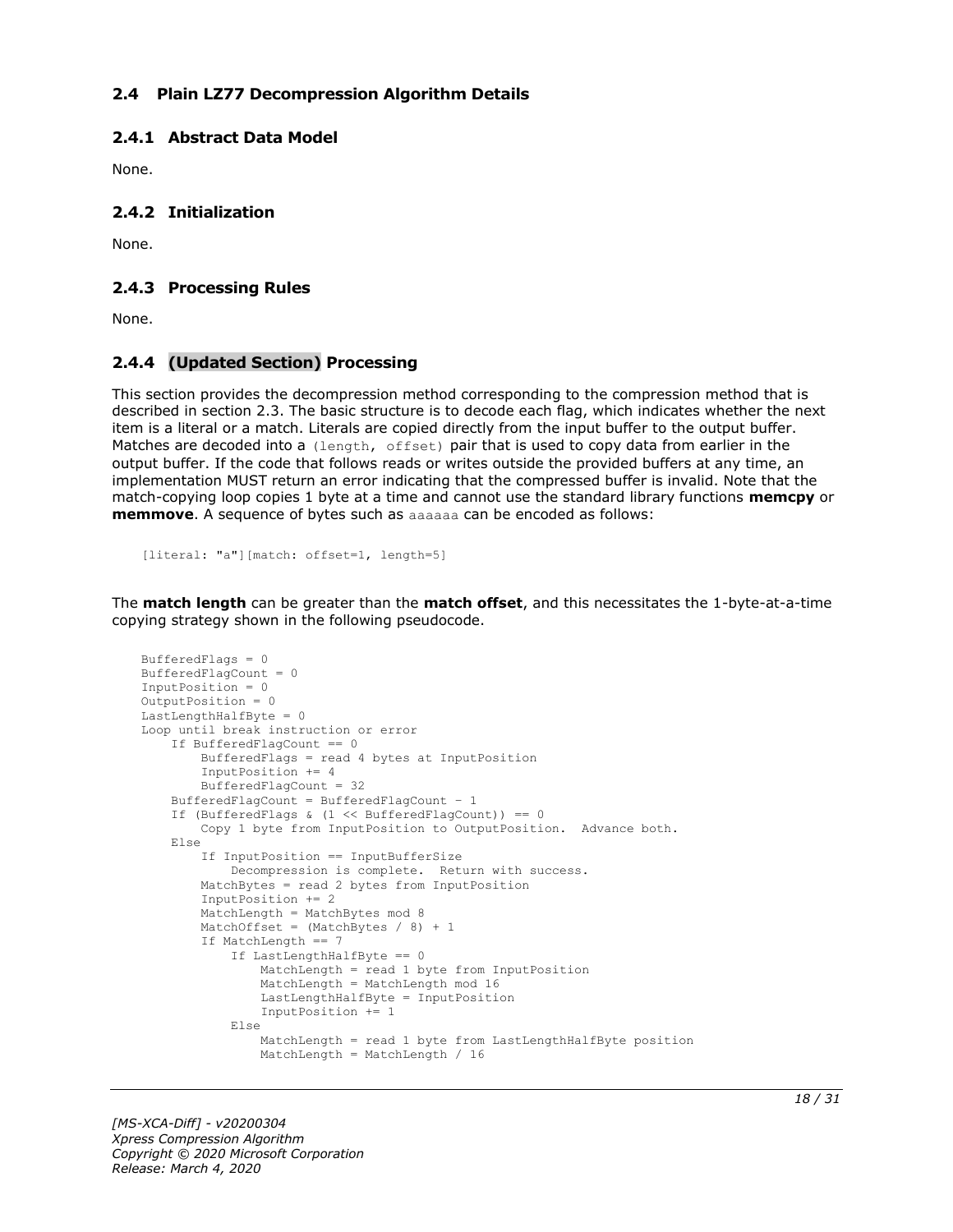## 2.4 Plain LZ77 Decompression Algorithm Details

### 2.4.1 Abstract Data Model

None.

### 2.4.2 Initialization

None.

### 2.4.3 Processing Rules

None.

### 2.4.4 (Updated Section) Processing

This section provides the decompression method corresponding to the compression method that is described in section 2.3. The basic structure is to decode each flag, which indicates whether the next item is a literal or a match. Literals are copied directly from the input buffer to the output buffer. Matches are decoded into a `(length, offset)` pair that is used to copy data from earlier in the output buffer. If the code that follows reads or writes outside the provided buffers at any time, an implementation MUST return an error indicating that the compressed buffer is invalid. Note that the match-copying loop copies 1 byte at a time and cannot use the standard library functions **memcpy** or **memmove**. A sequence of bytes such as `aaaaaa` can be encoded as follows:

```
[literal: "a"][match: offset=1, length=5]
```

The **match length** can be greater than the **match offset**, and this necessitates the 1-byte-at-a-time copying strategy shown in the following pseudocode.

```
BufferedFlags = 0
BufferedFlagCount = 0
InputPosition = 0
OutputPosition = 0
LastLengthHalfByte = 0
Loop until break instruction or error
    If BufferedFlagCount == 0
        BufferedFlags = read 4 bytes at InputPosition
        InputPosition += 4
        BufferedFlagCount = 32
    BufferedFlagCount = BufferedFlagCount – 1
    If (BufferedFlags & (1 << BufferedFlagCount)) == 0
        Copy 1 byte from InputPosition to OutputPosition.  Advance both.
    Else
        If InputPosition == InputBufferSize
            Decompression is complete.  Return with success.
        MatchBytes = read 2 bytes from InputPosition
        InputPosition += 2
        MatchLength = MatchBytes mod 8
        MatchOffset = (MatchBytes / 8) + 1
        If MatchLength == 7
            If LastLengthHalfByte == 0
                MatchLength = read 1 byte from InputPosition
                MatchLength = MatchLength mod 16
                LastLengthHalfByte = InputPosition
                InputPosition += 1
            Else
                MatchLength = read 1 byte from LastLengthHalfByte position
                MatchLength = MatchLength / 16
```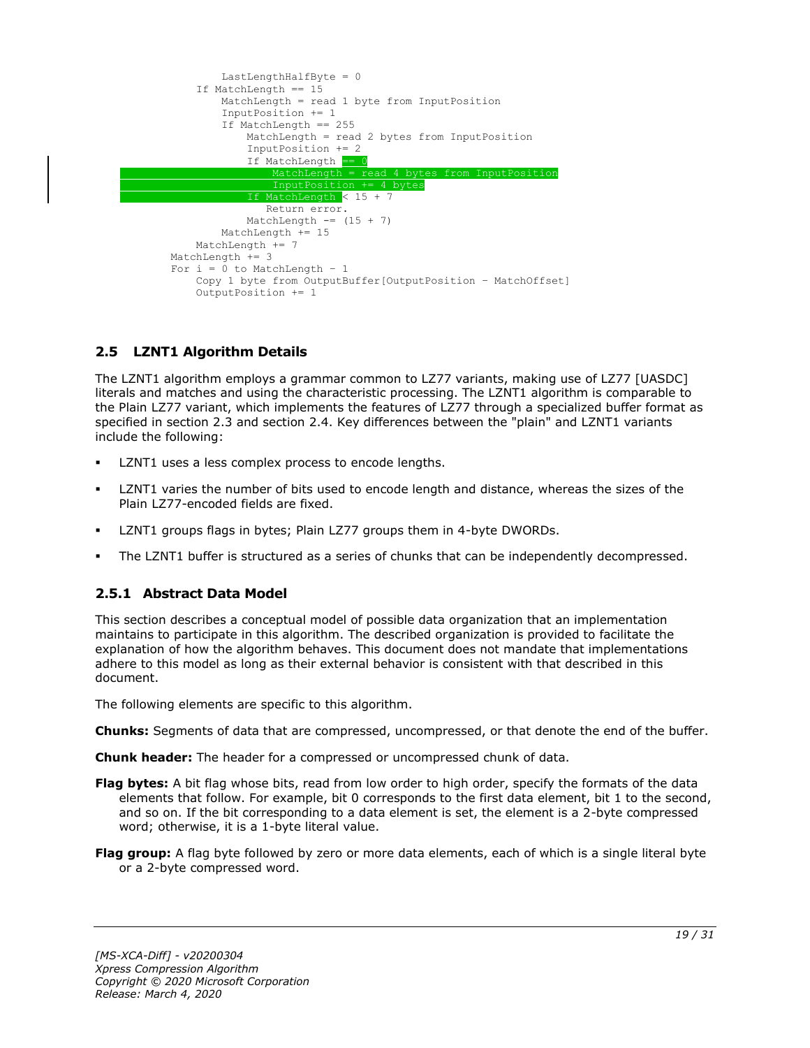```
                LastLengthHalfByte = 0
            If MatchLength == 15
                MatchLength = read 1 byte from InputPosition
                InputPosition += 1
                If MatchLength == 255
                    MatchLength = read 2 bytes from InputPosition
                    InputPosition += 2
                    If MatchLength == 0
                        MatchLength = read 4 bytes from InputPosition
                        InputPosition += 4 bytes
                    If MatchLength < 15 + 7
                        Return error.
                    MatchLength -= (15 + 7)
                MatchLength += 15
            MatchLength += 7
        MatchLength += 3
        For i = 0 to MatchLength - 1
            Copy 1 byte from OutputBuffer[OutputPosition - MatchOffset]
            OutputPosition += 1
```

## 2.5 LZNT1 Algorithm Details

The LZNT1 algorithm employs a grammar common to LZ77 variants, making use of LZ77 [UASDC] literals and matches and using the characteristic processing. The LZNT1 algorithm is comparable to the Plain LZ77 variant, which implements the features of LZ77 through a specialized buffer format as specified in section 2.3 and section 2.4. Key differences between the "plain" and LZNT1 variants include the following:

- LZNT1 uses a less complex process to encode lengths.
- LZNT1 varies the number of bits used to encode length and distance, whereas the sizes of the Plain LZ77-encoded fields are fixed.
- LZNT1 groups flags in bytes; Plain LZ77 groups them in 4-byte DWORDs.
- The LZNT1 buffer is structured as a series of chunks that can be independently decompressed.

### 2.5.1 Abstract Data Model

This section describes a conceptual model of possible data organization that an implementation maintains to participate in this algorithm. The described organization is provided to facilitate the explanation of how the algorithm behaves. This document does not mandate that implementations adhere to this model as long as their external behavior is consistent with that described in this document.

The following elements are specific to this algorithm.

**Chunks:** Segments of data that are compressed, uncompressed, or that denote the end of the buffer.

**Chunk header:** The header for a compressed or uncompressed chunk of data.

**Flag bytes:** A bit flag whose bits, read from low order to high order, specify the formats of the data elements that follow. For example, bit 0 corresponds to the first data element, bit 1 to the second, and so on. If the bit corresponding to a data element is set, the element is a 2-byte compressed word; otherwise, it is a 1-byte literal value.

**Flag group:** A flag byte followed by zero or more data elements, each of which is a single literal byte or a 2-byte compressed word.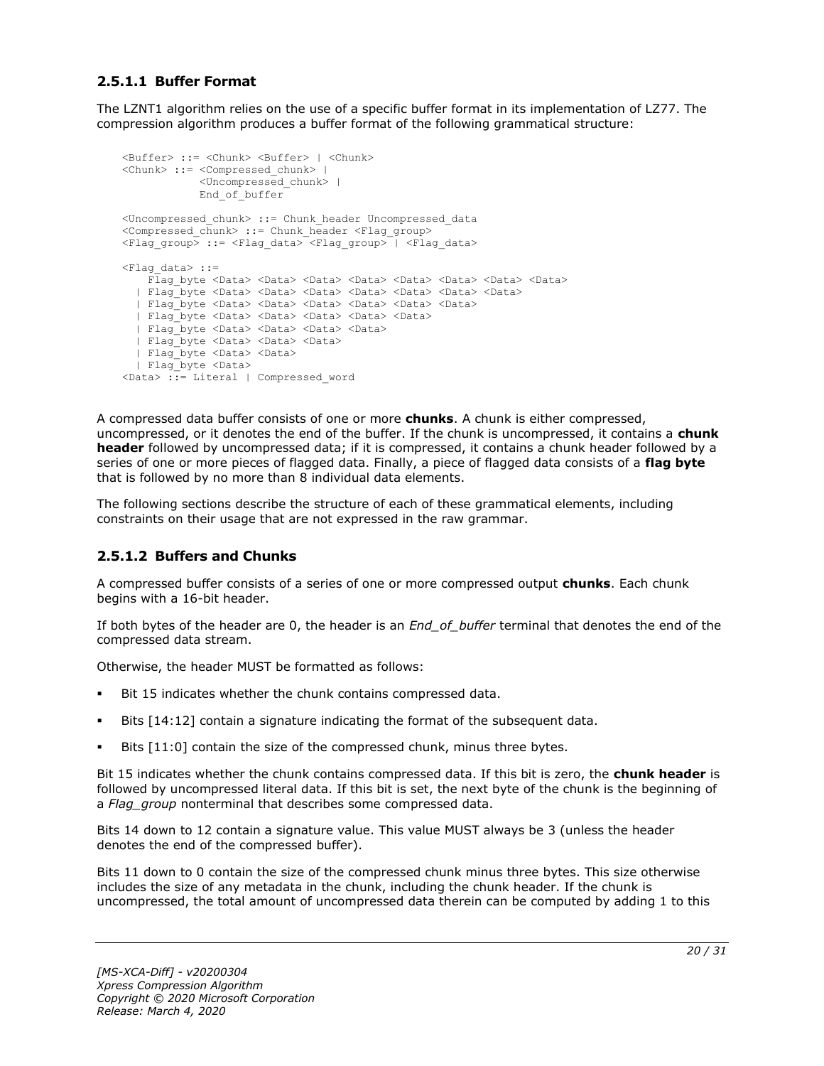### 2.5.1.1 Buffer Format

The LZNT1 algorithm relies on the use of a specific buffer format in its implementation of LZ77. The compression algorithm produces a buffer format of the following grammatical structure:

```
<Buffer> ::= <Chunk> <Buffer> | <Chunk>
<Chunk> ::= <Compressed_chunk> |
            <Uncompressed_chunk> |
            End_of_buffer

<Uncompressed_chunk> ::= Chunk_header Uncompressed_data
<Compressed_chunk> ::= Chunk_header <Flag_group>
<Flag_group> ::= <Flag_data> <Flag_group> | <Flag_data>

<Flag_data> ::=
    Flag_byte <Data> <Data> <Data> <Data> <Data> <Data> <Data> <Data>
  | Flag_byte <Data> <Data> <Data> <Data> <Data> <Data> <Data>
  | Flag_byte <Data> <Data> <Data> <Data> <Data> <Data>
  | Flag_byte <Data> <Data> <Data> <Data> <Data>
  | Flag_byte <Data> <Data> <Data> <Data>
  | Flag_byte <Data> <Data> <Data>
  | Flag_byte <Data> <Data>
  | Flag_byte <Data>
<Data> ::= Literal | Compressed_word
```

A compressed data buffer consists of one or more **chunks**. A chunk is either compressed, uncompressed, or it denotes the end of the buffer. If the chunk is uncompressed, it contains a **chunk header** followed by uncompressed data; if it is compressed, it contains a chunk header followed by a series of one or more pieces of flagged data. Finally, a piece of flagged data consists of a **flag byte** that is followed by no more than 8 individual data elements.

The following sections describe the structure of each of these grammatical elements, including constraints on their usage that are not expressed in the raw grammar.

### 2.5.1.2 Buffers and Chunks

A compressed buffer consists of a series of one or more compressed output **chunks**. Each chunk begins with a 16-bit header.

If both bytes of the header are 0, the header is an *End_of_buffer* terminal that denotes the end of the compressed data stream.

Otherwise, the header MUST be formatted as follows:

- Bit 15 indicates whether the chunk contains compressed data.
- Bits [14:12] contain a signature indicating the format of the subsequent data.
- Bits [11:0] contain the size of the compressed chunk, minus three bytes.

Bit 15 indicates whether the chunk contains compressed data. If this bit is zero, the **chunk header** is followed by uncompressed literal data. If this bit is set, the next byte of the chunk is the beginning of a *Flag_group* nonterminal that describes some compressed data.

Bits 14 down to 12 contain a signature value. This value MUST always be 3 (unless the header denotes the end of the compressed buffer).

Bits 11 down to 0 contain the size of the compressed chunk minus three bytes. This size otherwise includes the size of any metadata in the chunk, including the chunk header. If the chunk is uncompressed, the total amount of uncompressed data therein can be computed by adding 1 to this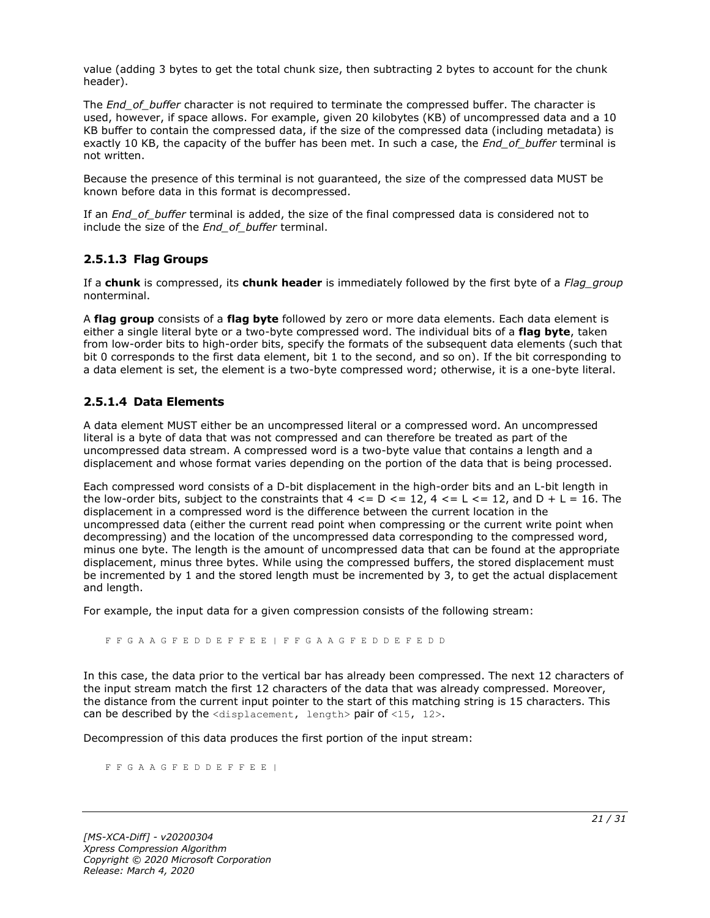value (adding 3 bytes to get the total chunk size, then subtracting 2 bytes to account for the chunk header).

The *End_of_buffer* character is not required to terminate the compressed buffer. The character is used, however, if space allows. For example, given 20 kilobytes (KB) of uncompressed data and a 10 KB buffer to contain the compressed data, if the size of the compressed data (including metadata) is exactly 10 KB, the capacity of the buffer has been met. In such a case, the *End_of_buffer* terminal is not written.

Because the presence of this terminal is not guaranteed, the size of the compressed data MUST be known before data in this format is decompressed.

If an *End_of_buffer* terminal is added, the size of the final compressed data is considered not to include the size of the *End_of_buffer* terminal.

### 2.5.1.3 Flag Groups

If a **chunk** is compressed, its **chunk header** is immediately followed by the first byte of a *Flag_group* nonterminal.

A **flag group** consists of a **flag byte** followed by zero or more data elements. Each data element is either a single literal byte or a two-byte compressed word. The individual bits of a **flag byte**, taken from low-order bits to high-order bits, specify the formats of the subsequent data elements (such that bit 0 corresponds to the first data element, bit 1 to the second, and so on). If the bit corresponding to a data element is set, the element is a two-byte compressed word; otherwise, it is a one-byte literal.

### 2.5.1.4 Data Elements

A data element MUST either be an uncompressed literal or a compressed word. An uncompressed literal is a byte of data that was not compressed and can therefore be treated as part of the uncompressed data stream. A compressed word is a two-byte value that contains a length and a displacement and whose format varies depending on the portion of the data that is being processed.

Each compressed word consists of a D-bit displacement in the high-order bits and an L-bit length in the low-order bits, subject to the constraints that 4 <= D <= 12, 4 <= L <= 12, and D + L = 16. The displacement in a compressed word is the difference between the current location in the uncompressed data (either the current read point when compressing or the current write point when decompressing) and the location of the uncompressed data corresponding to the compressed word, minus one byte. The length is the amount of uncompressed data that can be found at the appropriate displacement, minus three bytes. While using the compressed buffers, the stored displacement must be incremented by 1 and the stored length must be incremented by 3, to get the actual displacement and length.

For example, the input data for a given compression consists of the following stream:

```
F F G A A G F E D D E F F E E | F F G A A G F E D D E F E D D
```

In this case, the data prior to the vertical bar has already been compressed. The next 12 characters of the input stream match the first 12 characters of the data that was already compressed. Moreover, the distance from the current input pointer to the start of this matching string is 15 characters. This can be described by the `<displacement, length>` pair of `<15, 12>`.

Decompression of this data produces the first portion of the input stream:

```
F F G A A G F E D D E F F E E |
```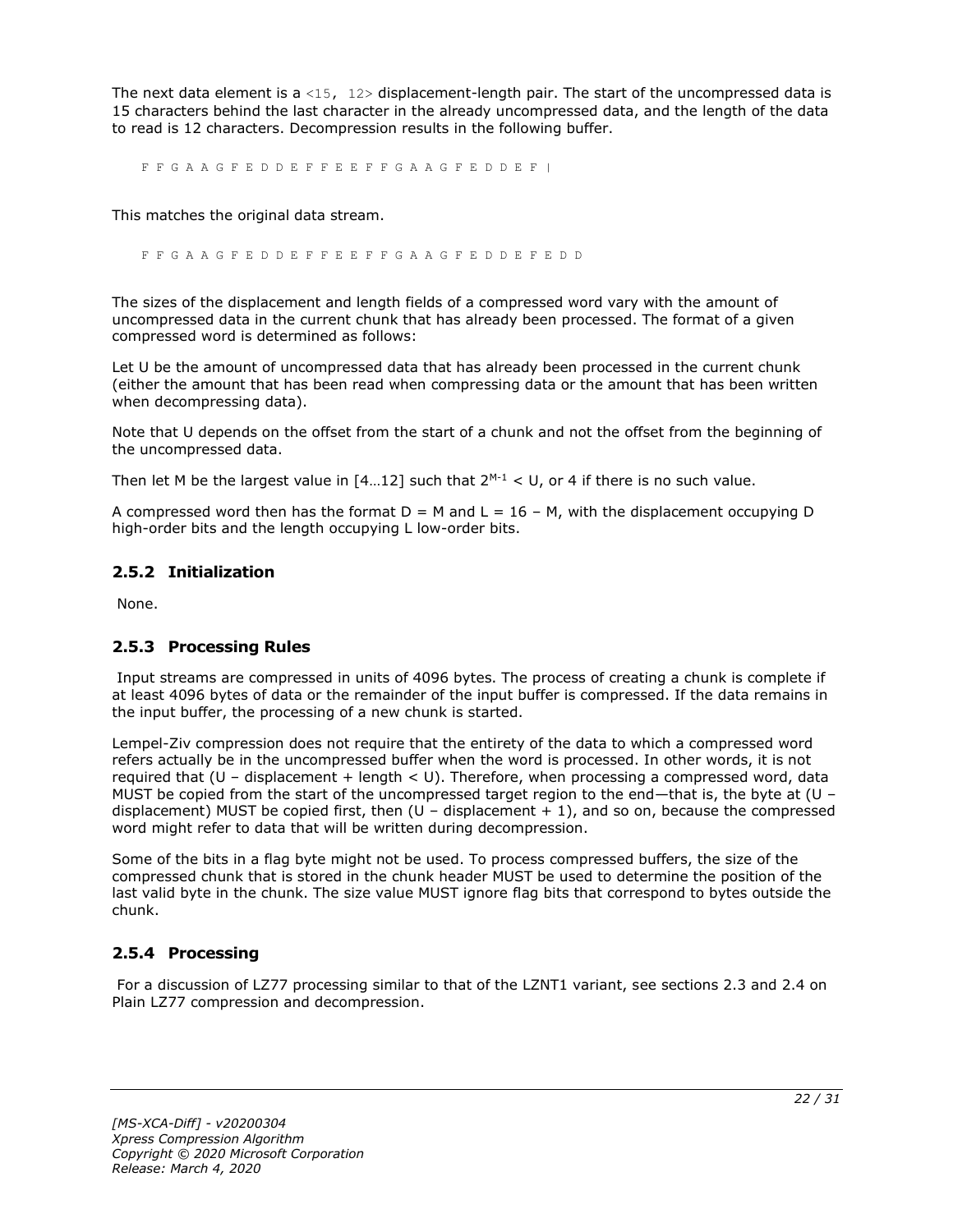The next data element is a `<15, 12>` displacement-length pair. The start of the uncompressed data is 15 characters behind the last character in the already uncompressed data, and the length of the data to read is 12 characters. Decompression results in the following buffer.

```
F F G A A G F E D D E F F E E F F G A A G F E D D E F |
```

This matches the original data stream.

```
F F G A A G F E D D E F F E E F F G A A G F E D D E F E D D
```

The sizes of the displacement and length fields of a compressed word vary with the amount of uncompressed data in the current chunk that has already been processed. The format of a given compressed word is determined as follows:

Let U be the amount of uncompressed data that has already been processed in the current chunk (either the amount that has been read when compressing data or the amount that has been written when decompressing data).

Note that U depends on the offset from the start of a chunk and not the offset from the beginning of the uncompressed data.

Then let M be the largest value in [4…12] such that $2^{M-1} < U$, or 4 if there is no such value.

A compressed word then has the format D = M and L = 16 – M, with the displacement occupying D high-order bits and the length occupying L low-order bits.

### 2.5.2 Initialization

None.

### 2.5.3 Processing Rules

Input streams are compressed in units of 4096 bytes. The process of creating a chunk is complete if at least 4096 bytes of data or the remainder of the input buffer is compressed. If the data remains in the input buffer, the processing of a new chunk is started.

Lempel-Ziv compression does not require that the entirety of the data to which a compressed word refers actually be in the uncompressed buffer when the word is processed. In other words, it is not required that (U – displacement + length < U). Therefore, when processing a compressed word, data MUST be copied from the start of the uncompressed target region to the end—that is, the byte at (U – displacement) MUST be copied first, then (U – displacement + 1), and so on, because the compressed word might refer to data that will be written during decompression.

Some of the bits in a flag byte might not be used. To process compressed buffers, the size of the compressed chunk that is stored in the chunk header MUST be used to determine the position of the last valid byte in the chunk. The size value MUST ignore flag bits that correspond to bytes outside the chunk.

### 2.5.4 Processing

For a discussion of LZ77 processing similar to that of the LZNT1 variant, see sections 2.3 and 2.4 on Plain LZ77 compression and decompression.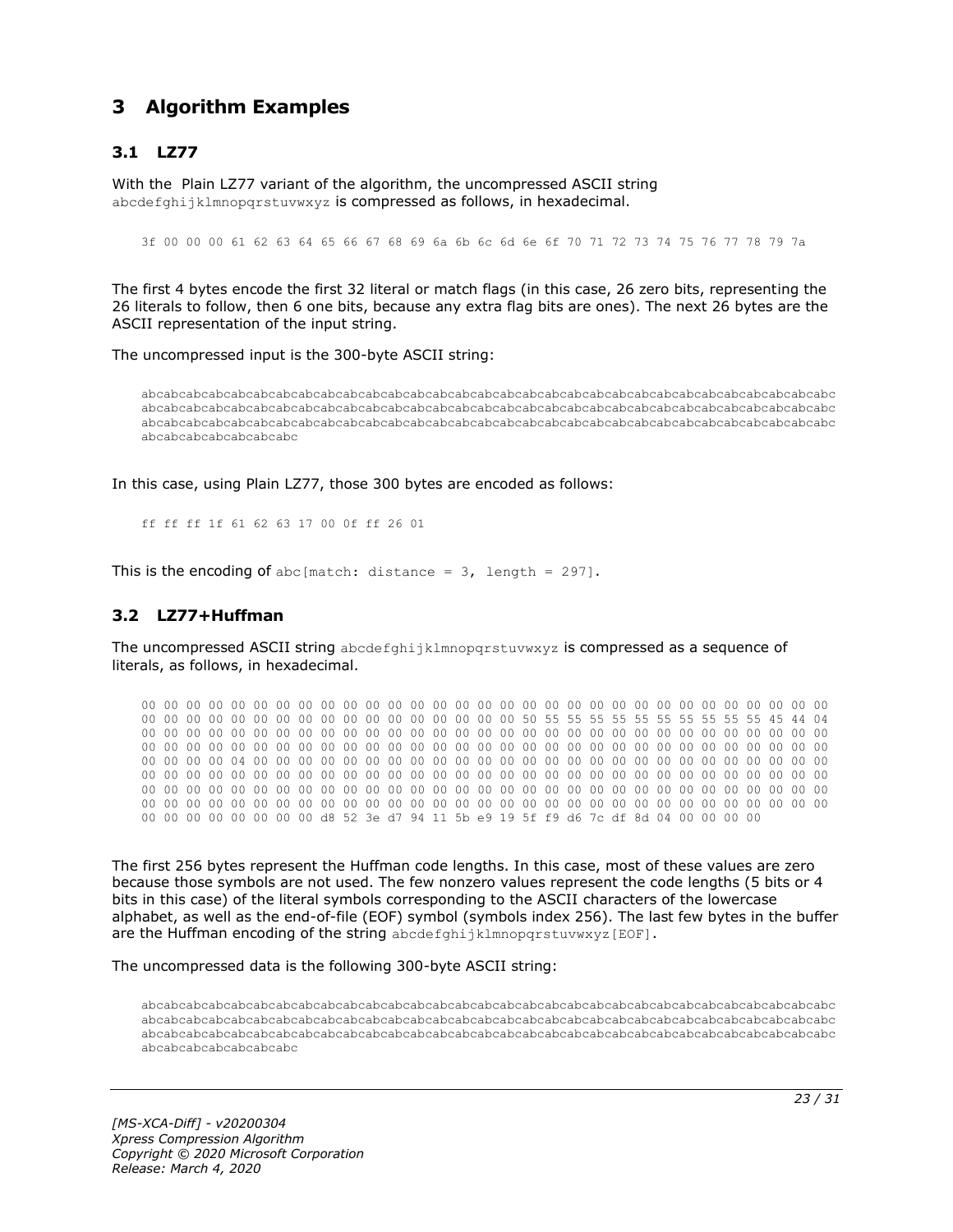# 3 Algorithm Examples

## 3.1 LZ77

With the Plain LZ77 variant of the algorithm, the uncompressed ASCII string `abcdefghijklmnopqrstuvwxyz` is compressed as follows, in hexadecimal.

```
3f 00 00 00 61 62 63 64 65 66 67 68 69 6a 6b 6c 6d 6e 6f 70 71 72 73 74 75 76 77 78 79 7a
```

The first 4 bytes encode the first 32 literal or match flags (in this case, 26 zero bits, representing the 26 literals to follow, then 6 one bits, because any extra flag bits are ones). The next 26 bytes are the ASCII representation of the input string.

The uncompressed input is the 300-byte ASCII string:

```
abcabcabcabcabcabcabcabcabcabcabcabcabcabcabcabcabcabcabcabcabcabcabcabcabcabcabcabcabcabcabcabcabcabc
abcabcabcabcabcabcabcabcabcabcabcabcabcabcabcabcabcabcabcabcabcabcabcabcabcabcabcabcabcabcabcabcabcabc
abcabcabcabcabcabcabcabcabcabcabcabcabcabcabcabcabcabcabcabcabcabcabcabcabcabcabcabcabcabcabcabcabcabc
abcabcabcabcabcabcabc
```

In this case, using Plain LZ77, those 300 bytes are encoded as follows:

```
ff ff ff 1f 61 62 63 17 00 0f ff 26 01
```

This is the encoding of `abc[match: distance = 3, length = 297]`.

## 3.2 LZ77+Huffman

The uncompressed ASCII string `abcdefghijklmnopqrstuvwxyz` is compressed as a sequence of literals, as follows, in hexadecimal.

```
00 00 00 00 00 00 00 00 00 00 00 00 00 00 00 00 00 00 00 00 00 00 00 00 00 00 00 00 00 00 00 00
00 00 00 00 00 00 00 00 00 00 00 00 00 00 00 00 50 55 55 55 55 55 55 55 55 55 55 45 44 04
00 00 00 00 00 00 00 00 00 00 00 00 00 00 00 00 00 00 00 00 00 00 00 00 00 00 00 00 00 00 00 00
00 00 00 00 00 00 00 00 00 00 00 00 00 00 00 00 00 00 00 00 00 00 00 00 00 00 00 00 00 00 00 00
00 00 00 00 04 00 00 00 00 00 00 00 00 00 00 00 00 00 00 00 00 00 00 00 00 00 00 00 00 00 00 00
00 00 00 00 00 00 00 00 00 00 00 00 00 00 00 00 00 00 00 00 00 00 00 00 00 00 00 00 00 00 00 00
00 00 00 00 00 00 00 00 00 00 00 00 00 00 00 00 00 00 00 00 00 00 00 00 00 00 00 00 00 00 00 00
00 00 00 00 00 00 00 00 00 00 00 00 00 00 00 00 00 00 00 00 00 00 00 00 00 00 00 00 00 00 00 00
00 00 00 00 00 00 00 00 d8 52 3e d7 94 11 5b e9 19 5f f9 d6 7c df 8d 04 00 00 00 00
```

The first 256 bytes represent the Huffman code lengths. In this case, most of these values are zero because those symbols are not used. The few nonzero values represent the code lengths (5 bits or 4 bits in this case) of the literal symbols corresponding to the ASCII characters of the lowercase alphabet, as well as the end-of-file (EOF) symbol (symbols index 256). The last few bytes in the buffer are the Huffman encoding of the string `abcdefghijklmnopqrstuvwxyz[EOF]`.

The uncompressed data is the following 300-byte ASCII string:

```
abcabcabcabcabcabcabcabcabcabcabcabcabcabcabcabcabcabcabcabcabcabcabcabcabcabcabcabcabcabcabcabcabcabc
abcabcabcabcabcabcabcabcabcabcabcabcabcabcabcabcabcabcabcabcabcabcabcabcabcabcabcabcabcabcabcabcabcabc
abcabcabcabcabcabcabcabcabcabcabcabcabcabcabcabcabcabcabcabcabcabcabcabcabcabcabcabcabcabcabcabcabcabc
abcabcabcabcabcabcabc
```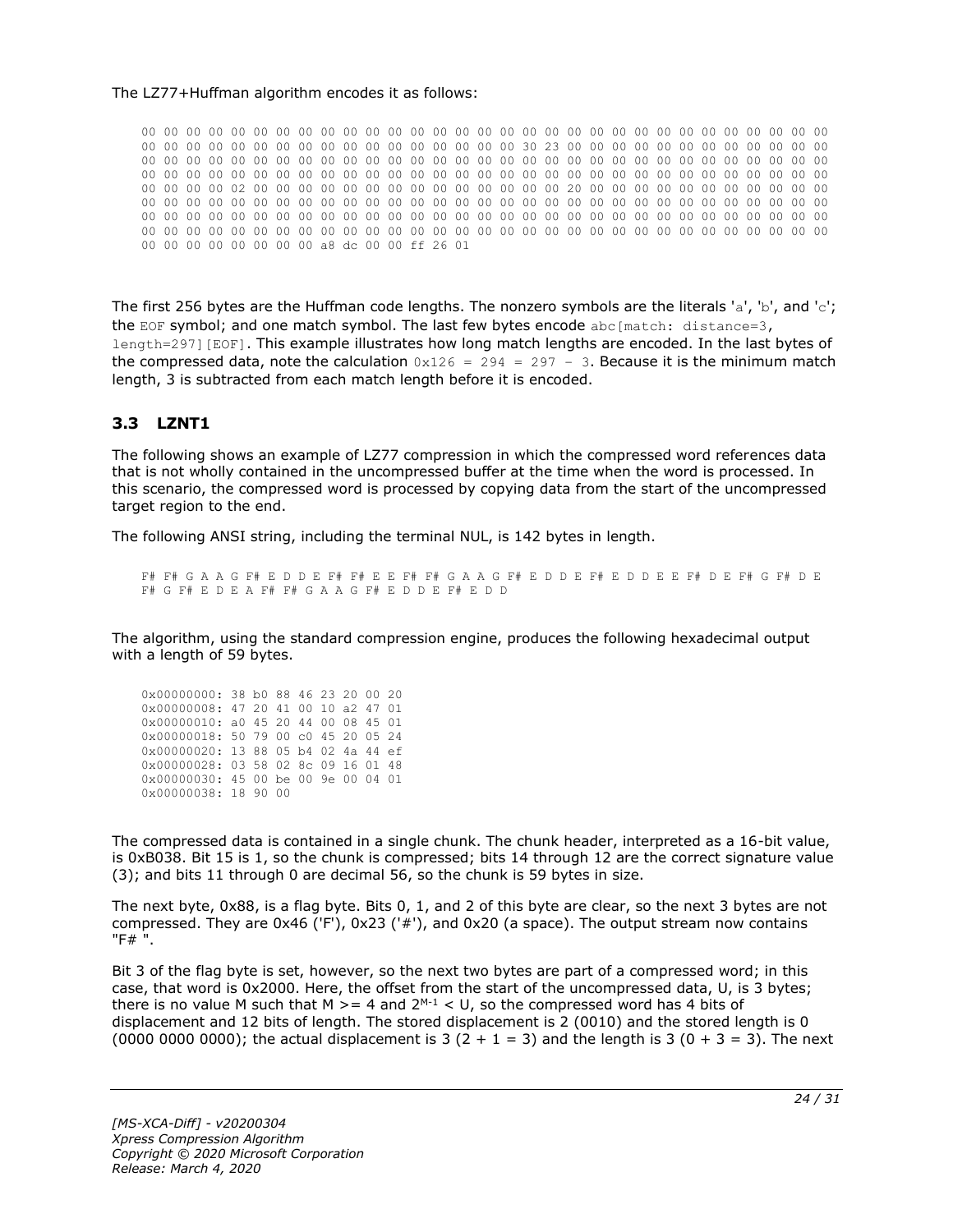The LZ77+Huffman algorithm encodes it as follows:

```
00 00 00 00 00 00 00 00 00 00 00 00 00 00 00 00 00 00 00 00 00 00 00 00 00 00 00 00 00 00 00 00
00 00 00 00 00 00 00 00 00 00 00 00 00 00 00 00 00 30 23 00 00 00 00 00 00 00 00 00 00 00 00 00
00 00 00 00 00 00 00 00 00 00 00 00 00 00 00 00 00 00 00 00 00 00 00 00 00 00 00 00 00 00 00 00
00 00 00 00 00 00 00 00 00 00 00 00 00 00 00 00 00 00 00 00 00 00 00 00 00 00 00 00 00 00 00 00
00 00 00 00 02 00 00 00 00 00 00 00 00 00 00 00 00 00 00 00 00 20 00 00 00 00 00 00 00 00 00 00
00 00 00 00 00 00 00 00 00 00 00 00 00 00 00 00 00 00 00 00 00 00 00 00 00 00 00 00 00 00 00 00
00 00 00 00 00 00 00 00 00 00 00 00 00 00 00 00 00 00 00 00 00 00 00 00 00 00 00 00 00 00 00 00
00 00 00 00 00 00 00 00 00 00 00 00 00 00 00 00 00 00 00 00 00 00 00 00 00 00 00 00 00 00 00 00
00 00 00 00 00 00 00 00 a8 dc 00 00 ff 26 01
```

The first 256 bytes are the Huffman code lengths. The nonzero symbols are the literals 'a', 'b', and 'c'; the `EOF` symbol; and one match symbol. The last few bytes encode `abc[match: distance=3, length=297][EOF]`. This example illustrates how long match lengths are encoded. In the last bytes of the compressed data, note the calculation `0x126 = 294 = 297 - 3`. Because it is the minimum match length, 3 is subtracted from each match length before it is encoded.

## 3.3 LZNT1

The following shows an example of LZ77 compression in which the compressed word references data that is not wholly contained in the uncompressed buffer at the time when the word is processed. In this scenario, the compressed word is processed by copying data from the start of the uncompressed target region to the end.

The following ANSI string, including the terminal NUL, is 142 bytes in length.

```
F# F# G A A G F# E D D E F# F# E E F# F# G A A G F# E D D E F# E D D E E F# D E F# G F# D E
F# G F# E D E A F# F# G A A G F# E D D E F# E D D
```

The algorithm, using the standard compression engine, produces the following hexadecimal output with a length of 59 bytes.

```
0x00000000: 38 b0 88 46 23 20 00 20
0x00000008: 47 20 41 00 10 a2 47 01
0x00000010: a0 45 20 44 00 08 45 01
0x00000018: 50 79 00 c0 45 20 05 24
0x00000020: 13 88 05 b4 02 4a 44 ef
0x00000028: 03 58 02 8c 09 16 01 48
0x00000030: 45 00 be 00 9e 00 04 01
0x00000038: 18 90 00
```

The compressed data is contained in a single chunk. The chunk header, interpreted as a 16-bit value, is 0xB038. Bit 15 is 1, so the chunk is compressed; bits 14 through 12 are the correct signature value (3); and bits 11 through 0 are decimal 56, so the chunk is 59 bytes in size.

The next byte, 0x88, is a flag byte. Bits 0, 1, and 2 of this byte are clear, so the next 3 bytes are not compressed. They are 0x46 ('F'), 0x23 ('#'), and 0x20 (a space). The output stream now contains "F# ".

Bit 3 of the flag byte is set, however, so the next two bytes are part of a compressed word; in this case, that word is 0x2000. Here, the offset from the start of the uncompressed data, U, is 3 bytes; there is no value M such that M >= 4 and $2^{M-1}$ < U, so the compressed word has 4 bits of displacement and 12 bits of length. The stored displacement is 2 (0010) and the stored length is 0 (0000 0000 0000); the actual displacement is 3 (2 + 1 = 3) and the length is 3 (0 + 3 = 3). The next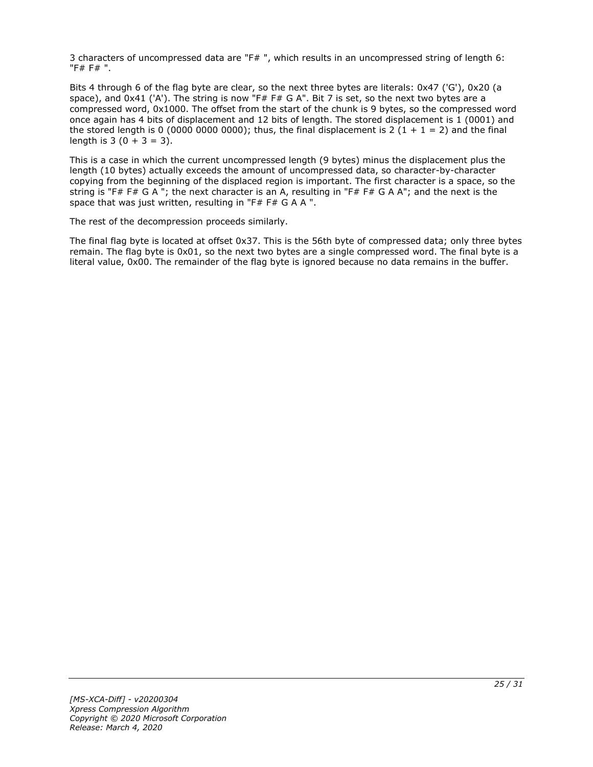3 characters of uncompressed data are "F# ", which results in an uncompressed string of length 6: "F# F# ".

Bits 4 through 6 of the flag byte are clear, so the next three bytes are literals: 0x47 ('G'), 0x20 (a space), and 0x41 ('A'). The string is now "F# F# G A". Bit 7 is set, so the next two bytes are a compressed word, 0x1000. The offset from the start of the chunk is 9 bytes, so the compressed word once again has 4 bits of displacement and 12 bits of length. The stored displacement is 1 (0001) and the stored length is 0 (0000 0000 0000); thus, the final displacement is 2 (1 + 1 = 2) and the final length is 3 (0 + 3 = 3).

This is a case in which the current uncompressed length (9 bytes) minus the displacement plus the length (10 bytes) actually exceeds the amount of uncompressed data, so character-by-character copying from the beginning of the displaced region is important. The first character is a space, so the string is "F# F# G A "; the next character is an A, resulting in "F# F# G A A"; and the next is the space that was just written, resulting in "F# F# G A A ".

The rest of the decompression proceeds similarly.

The final flag byte is located at offset 0x37. This is the 56th byte of compressed data; only three bytes remain. The flag byte is 0x01, so the next two bytes are a single compressed word. The final byte is a literal value, 0x00. The remainder of the flag byte is ignored because no data remains in the buffer.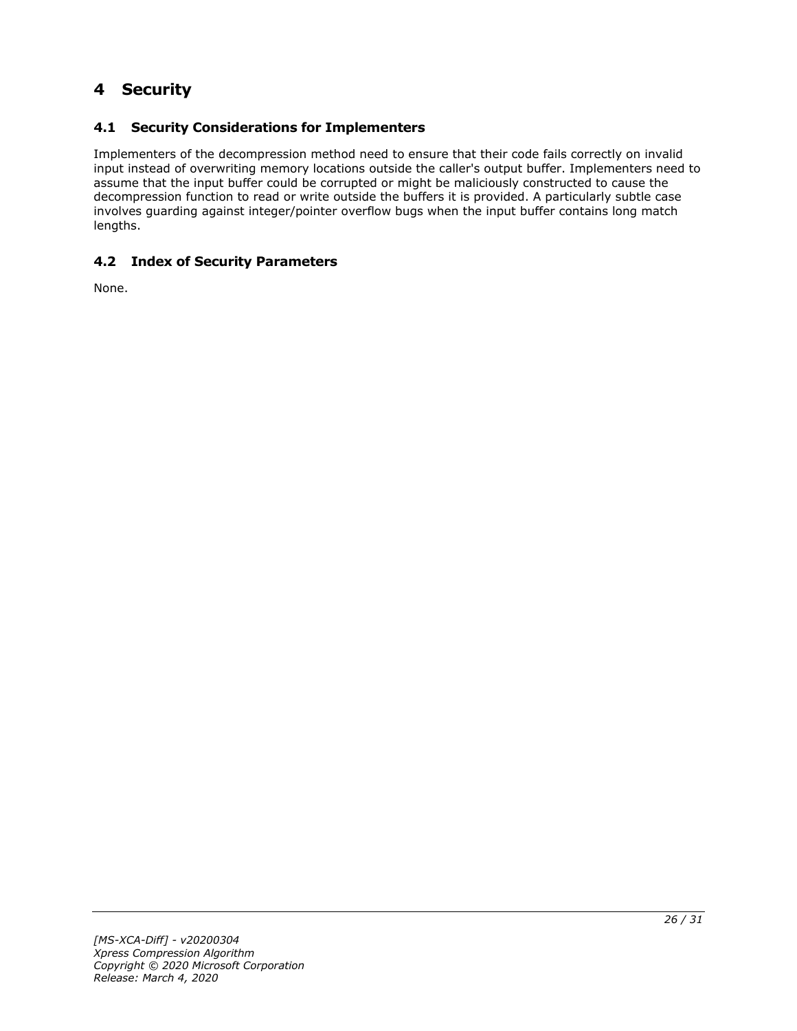# 4 Security

## 4.1 Security Considerations for Implementers

Implementers of the decompression method need to ensure that their code fails correctly on invalid input instead of overwriting memory locations outside the caller's output buffer. Implementers need to assume that the input buffer could be corrupted or might be maliciously constructed to cause the decompression function to read or write outside the buffers it is provided. A particularly subtle case involves guarding against integer/pointer overflow bugs when the input buffer contains long match lengths.

## 4.2 Index of Security Parameters

None.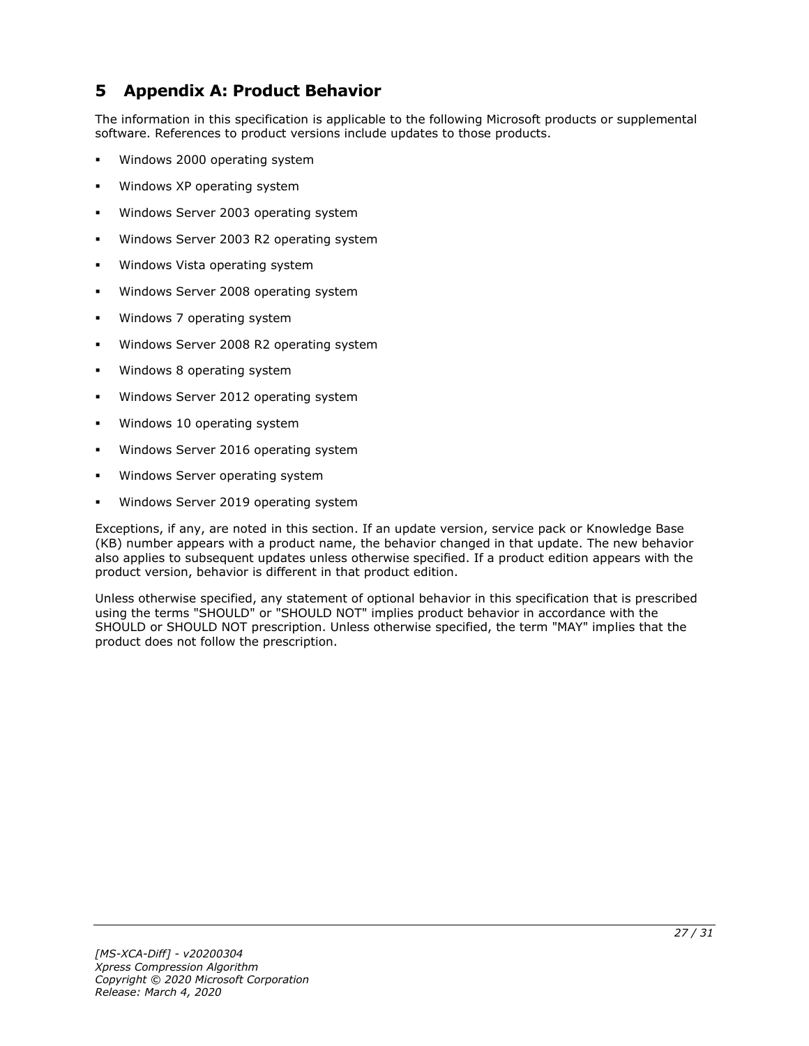# 5 Appendix A: Product Behavior

The information in this specification is applicable to the following Microsoft products or supplemental software. References to product versions include updates to those products.

- Windows 2000 operating system
- Windows XP operating system
- Windows Server 2003 operating system
- Windows Server 2003 R2 operating system
- Windows Vista operating system
- Windows Server 2008 operating system
- Windows 7 operating system
- Windows Server 2008 R2 operating system
- Windows 8 operating system
- Windows Server 2012 operating system
- Windows 10 operating system
- Windows Server 2016 operating system
- Windows Server operating system
- Windows Server 2019 operating system

Exceptions, if any, are noted in this section. If an update version, service pack or Knowledge Base (KB) number appears with a product name, the behavior changed in that update. The new behavior also applies to subsequent updates unless otherwise specified. If a product edition appears with the product version, behavior is different in that product edition.

Unless otherwise specified, any statement of optional behavior in this specification that is prescribed using the terms "SHOULD" or "SHOULD NOT" implies product behavior in accordance with the SHOULD or SHOULD NOT prescription. Unless otherwise specified, the term "MAY" implies that the product does not follow the prescription.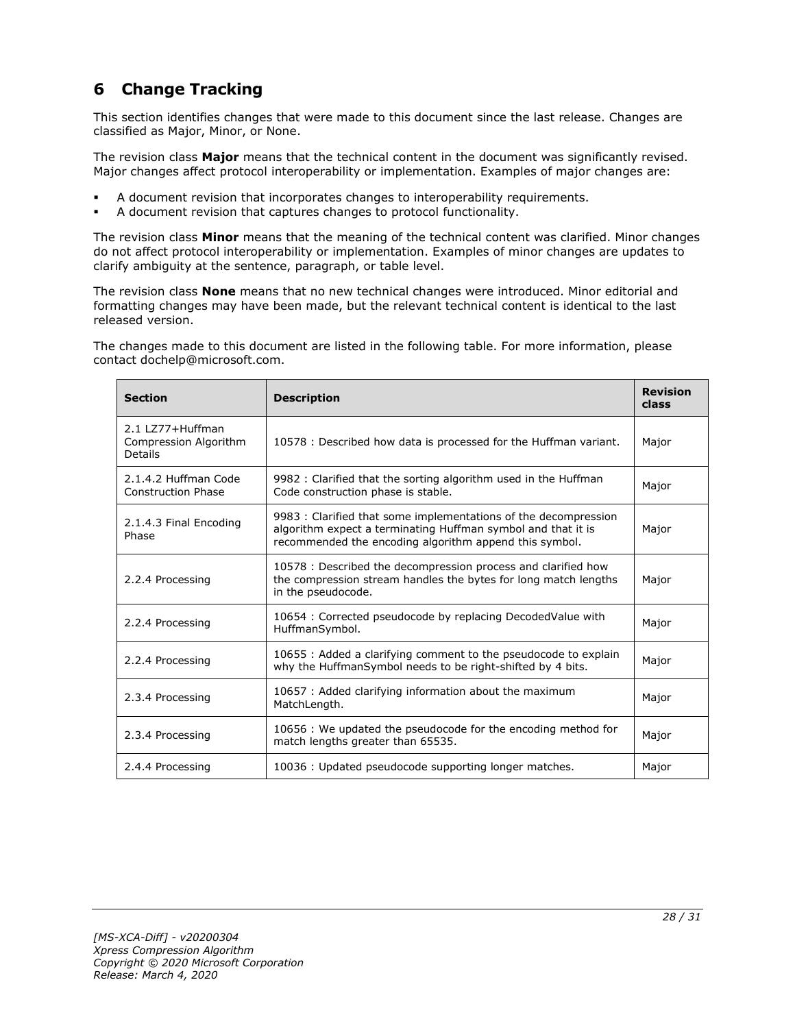# 6 Change Tracking

This section identifies changes that were made to this document since the last release. Changes are classified as Major, Minor, or None.

The revision class **Major** means that the technical content in the document was significantly revised. Major changes affect protocol interoperability or implementation. Examples of major changes are:

- A document revision that incorporates changes to interoperability requirements.
- A document revision that captures changes to protocol functionality.

The revision class **Minor** means that the meaning of the technical content was clarified. Minor changes do not affect protocol interoperability or implementation. Examples of minor changes are updates to clarify ambiguity at the sentence, paragraph, or table level.

The revision class **None** means that no new technical changes were introduced. Minor editorial and formatting changes may have been made, but the relevant technical content is identical to the last released version.

The changes made to this document are listed in the following table. For more information, please contact dochelp@microsoft.com.

| Section | Description | Revision class |
|---|---|---|
| 2.1 LZ77+Huffman Compression Algorithm Details | 10578 : Described how data is processed for the Huffman variant. | Major |
| 2.1.4.2 Huffman Code Construction Phase | 9982 : Clarified that the sorting algorithm used in the Huffman Code construction phase is stable. | Major |
| 2.1.4.3 Final Encoding Phase | 9983 : Clarified that some implementations of the decompression algorithm expect a terminating Huffman symbol and that it is recommended the encoding algorithm append this symbol. | Major |
| 2.2.4 Processing | 10578 : Described the decompression process and clarified how the compression stream handles the bytes for long match lengths in the pseudocode. | Major |
| 2.2.4 Processing | 10654 : Corrected pseudocode by replacing DecodedValue with HuffmanSymbol. | Major |
| 2.2.4 Processing | 10655 : Added a clarifying comment to the pseudocode to explain why the HuffmanSymbol needs to be right-shifted by 4 bits. | Major |
| 2.3.4 Processing | 10657 : Added clarifying information about the maximum MatchLength. | Major |
| 2.3.4 Processing | 10656 : We updated the pseudocode for the encoding method for match lengths greater than 65535. | Major |
| 2.4.4 Processing | 10036 : Updated pseudocode supporting longer matches. | Major |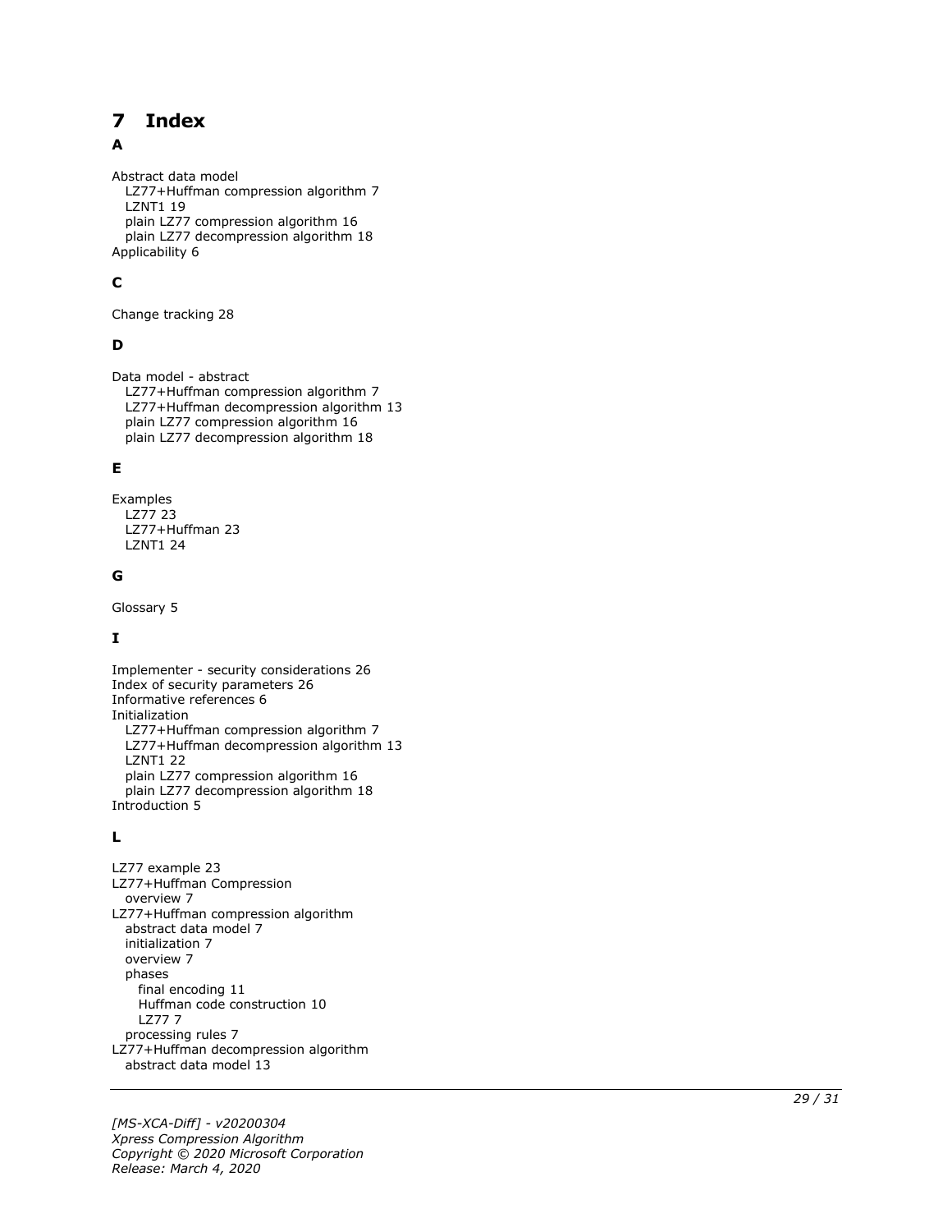# 7 Index

### A

Abstract data model
  LZ77+Huffman compression algorithm 7
  LZNT1 19
  plain LZ77 compression algorithm 16
  plain LZ77 decompression algorithm 18
Applicability 6

### C

Change tracking 28

### D

Data model - abstract
  LZ77+Huffman compression algorithm 7
  LZ77+Huffman decompression algorithm 13
  plain LZ77 compression algorithm 16
  plain LZ77 decompression algorithm 18

### E

Examples
  LZ77 23
  LZ77+Huffman 23
  LZNT1 24

### G

Glossary 5

### I

Implementer - security considerations 26
Index of security parameters 26
Informative references 6
Initialization
  LZ77+Huffman compression algorithm 7
  LZ77+Huffman decompression algorithm 13
  LZNT1 22
  plain LZ77 compression algorithm 16
  plain LZ77 decompression algorithm 18
Introduction 5

### L

LZ77 example 23
LZ77+Huffman Compression
  overview 7
LZ77+Huffman compression algorithm
  abstract data model 7
  initialization 7
  overview 7
  phases
    final encoding 11
    Huffman code construction 10
    LZ77 7
  processing rules 7
LZ77+Huffman decompression algorithm
  abstract data model 13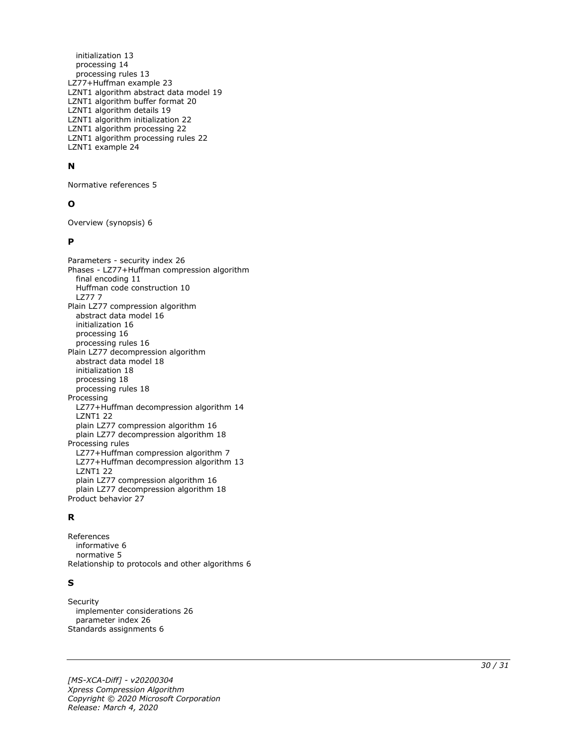initialization 13
   processing 14
   processing rules 13
LZ77+Huffman example 23
LZNT1 algorithm abstract data model 19
LZNT1 algorithm buffer format 20
LZNT1 algorithm details 19
LZNT1 algorithm initialization 22
LZNT1 algorithm processing 22
LZNT1 algorithm processing rules 22
LZNT1 example 24

**N**

Normative references 5

**O**

Overview (synopsis) 6

**P**

Parameters - security index 26
Phases - LZ77+Huffman compression algorithm
   final encoding 11
   Huffman code construction 10
   LZ77 7
Plain LZ77 compression algorithm
   abstract data model 16
   initialization 16
   processing 16
   processing rules 16
Plain LZ77 decompression algorithm
   abstract data model 18
   initialization 18
   processing 18
   processing rules 18
Processing
   LZ77+Huffman decompression algorithm 14
   LZNT1 22
   plain LZ77 compression algorithm 16
   plain LZ77 decompression algorithm 18
Processing rules
   LZ77+Huffman compression algorithm 7
   LZ77+Huffman decompression algorithm 13
   LZNT1 22
   plain LZ77 compression algorithm 16
   plain LZ77 decompression algorithm 18
Product behavior 27

**R**

References
   informative 6
   normative 5
Relationship to protocols and other algorithms 6

**S**

Security
   implementer considerations 26
   parameter index 26
Standards assignments 6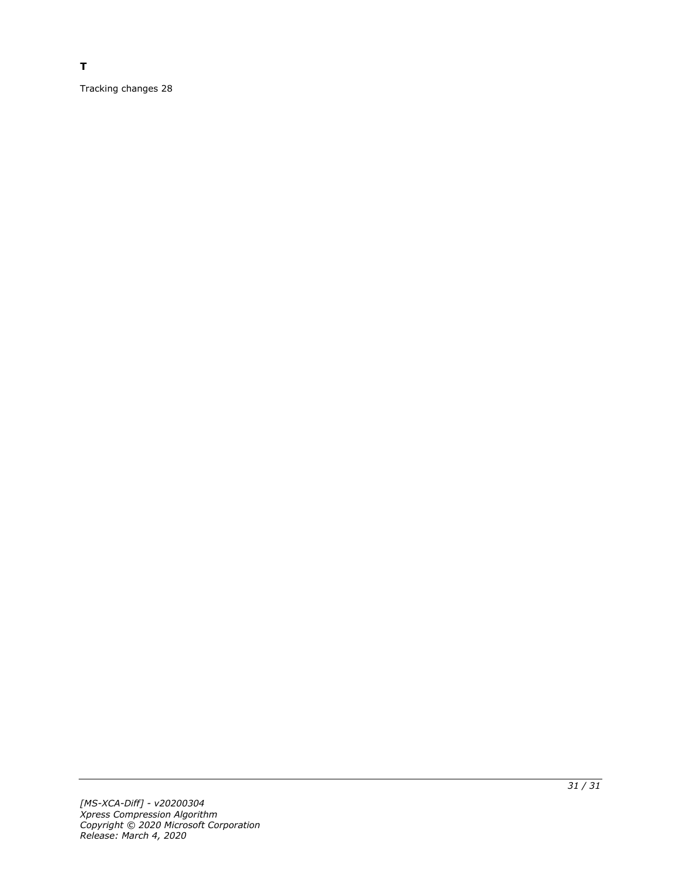**T**

Tracking changes 28